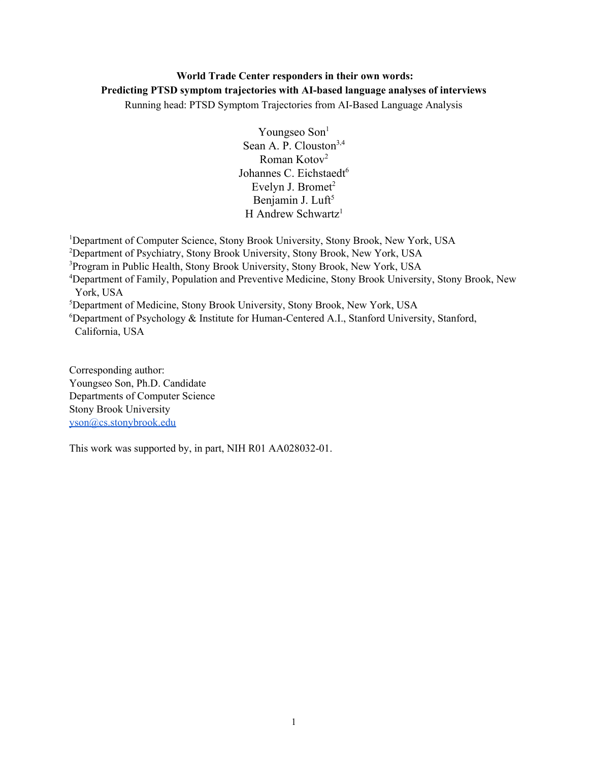**World Trade Center responders in their own words:**
**Predicting PTSD symptom trajectories with AI-based language analyses of interviews**

Running head: PTSD Symptom Trajectories from AI-Based Language Analysis

Youngseo Son[1]
Sean A. P. Clouston[3,4]
Roman Kotov[2]
Johannes C. Eichstaedt[6]
Evelyn J. Bromet[2]
Benjamin J. Luft[5]
H Andrew Schwartz[1]

[1]Department of Computer Science, Stony Brook University, Stony Brook, New York, USA
[2]Department of Psychiatry, Stony Brook University, Stony Brook, New York, USA
[3]Program in Public Health, Stony Brook University, Stony Brook, New York, USA
[4]Department of Family, Population and Preventive Medicine, Stony Brook University, Stony Brook, New York, USA
[5]Department of Medicine, Stony Brook University, Stony Brook, New York, USA
[6]Department of Psychology & Institute for Human-Centered A.I., Stanford University, Stanford, California, USA

Corresponding author:
Youngseo Son, Ph.D. Candidate
Departments of Computer Science
Stony Brook University
yson@cs.stonybrook.edu

This work was supported by, in part, NIH R01 AA028032-01.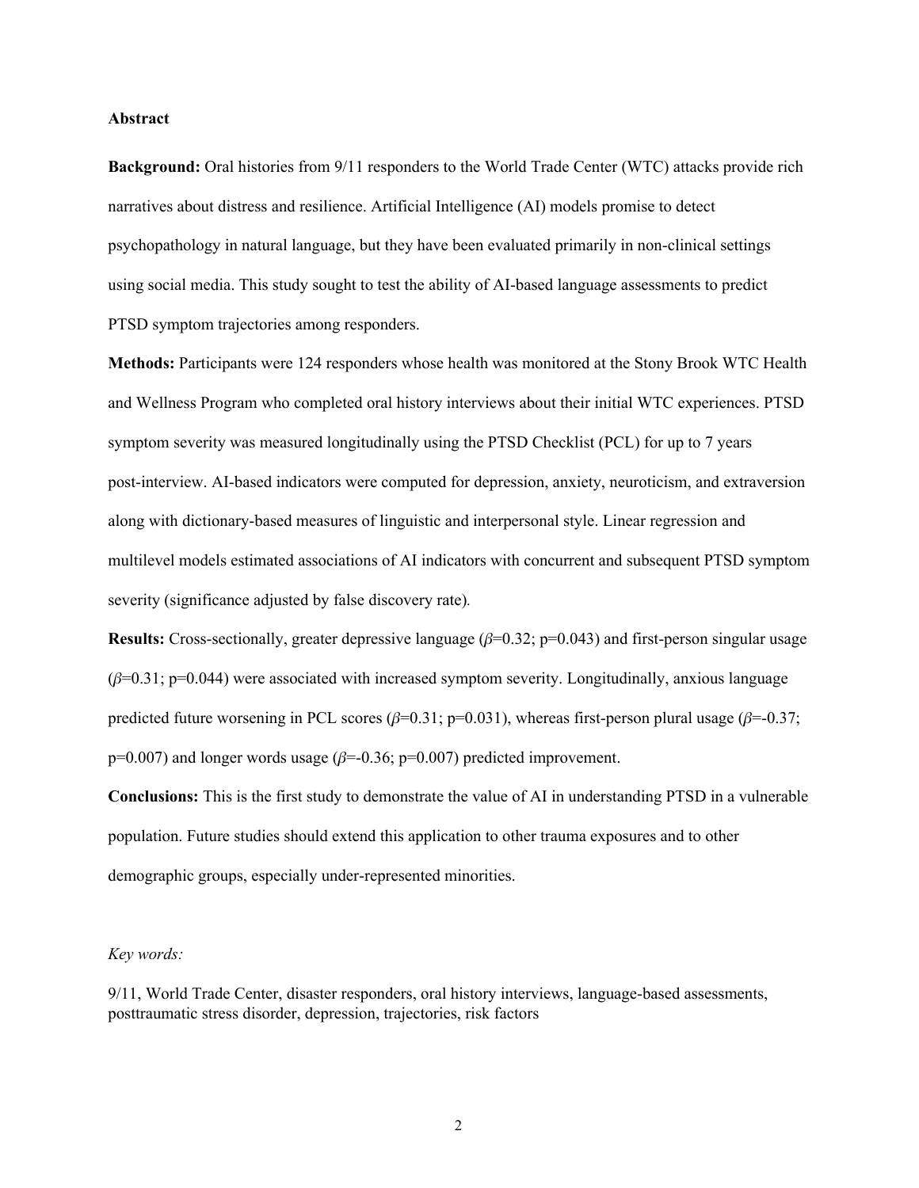**Abstract**

**Background:** Oral histories from 9/11 responders to the World Trade Center (WTC) attacks provide rich narratives about distress and resilience. Artificial Intelligence (AI) models promise to detect psychopathology in natural language, but they have been evaluated primarily in non-clinical settings using social media. This study sought to test the ability of AI-based language assessments to predict PTSD symptom trajectories among responders.

**Methods:** Participants were 124 responders whose health was monitored at the Stony Brook WTC Health and Wellness Program who completed oral history interviews about their initial WTC experiences. PTSD symptom severity was measured longitudinally using the PTSD Checklist (PCL) for up to 7 years post-interview. AI-based indicators were computed for depression, anxiety, neuroticism, and extraversion along with dictionary-based measures of linguistic and interpersonal style. Linear regression and multilevel models estimated associations of AI indicators with concurrent and subsequent PTSD symptom severity (significance adjusted by false discovery rate).

**Results:** Cross-sectionally, greater depressive language ($\beta$=0.32; p=0.043) and first-person singular usage ($\beta$=0.31; p=0.044) were associated with increased symptom severity. Longitudinally, anxious language predicted future worsening in PCL scores ($\beta$=0.31; p=0.031), whereas first-person plural usage ($\beta$=-0.37; p=0.007) and longer words usage ($\beta$=-0.36; p=0.007) predicted improvement.

**Conclusions:** This is the first study to demonstrate the value of AI in understanding PTSD in a vulnerable population. Future studies should extend this application to other trauma exposures and to other demographic groups, especially under-represented minorities.

*Key words:*

9/11, World Trade Center, disaster responders, oral history interviews, language-based assessments, posttraumatic stress disorder, depression, trajectories, risk factors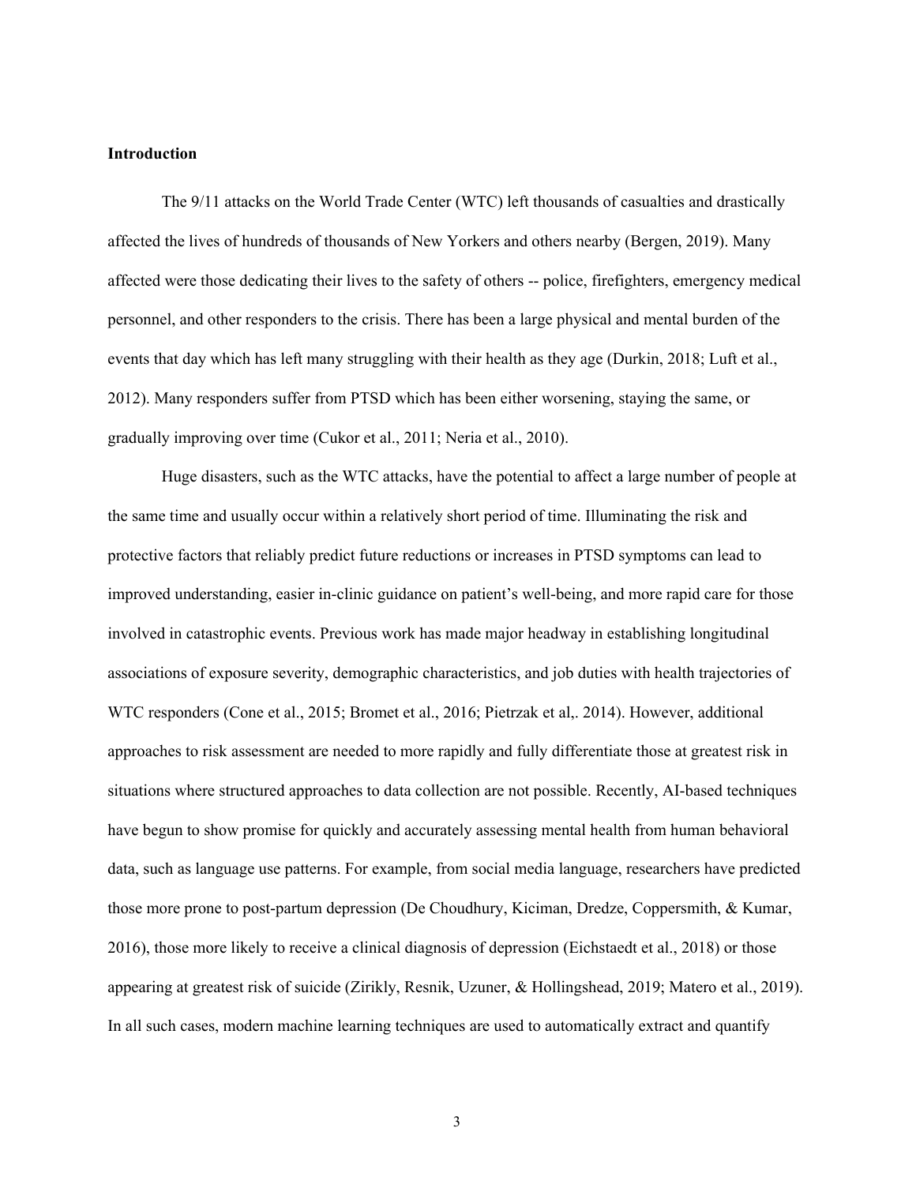## Introduction

The 9/11 attacks on the World Trade Center (WTC) left thousands of casualties and drastically affected the lives of hundreds of thousands of New Yorkers and others nearby (Bergen, 2019). Many affected were those dedicating their lives to the safety of others -- police, firefighters, emergency medical personnel, and other responders to the crisis. There has been a large physical and mental burden of the events that day which has left many struggling with their health as they age (Durkin, 2018; Luft et al., 2012). Many responders suffer from PTSD which has been either worsening, staying the same, or gradually improving over time (Cukor et al., 2011; Neria et al., 2010).

Huge disasters, such as the WTC attacks, have the potential to affect a large number of people at the same time and usually occur within a relatively short period of time. Illuminating the risk and protective factors that reliably predict future reductions or increases in PTSD symptoms can lead to improved understanding, easier in-clinic guidance on patient's well-being, and more rapid care for those involved in catastrophic events. Previous work has made major headway in establishing longitudinal associations of exposure severity, demographic characteristics, and job duties with health trajectories of WTC responders (Cone et al., 2015; Bromet et al., 2016; Pietrzak et al,. 2014). However, additional approaches to risk assessment are needed to more rapidly and fully differentiate those at greatest risk in situations where structured approaches to data collection are not possible. Recently, AI-based techniques have begun to show promise for quickly and accurately assessing mental health from human behavioral data, such as language use patterns. For example, from social media language, researchers have predicted those more prone to post-partum depression (De Choudhury, Kiciman, Dredze, Coppersmith, & Kumar, 2016), those more likely to receive a clinical diagnosis of depression (Eichstaedt et al., 2018) or those appearing at greatest risk of suicide (Zirikly, Resnik, Uzuner, & Hollingshead, 2019; Matero et al., 2019). In all such cases, modern machine learning techniques are used to automatically extract and quantify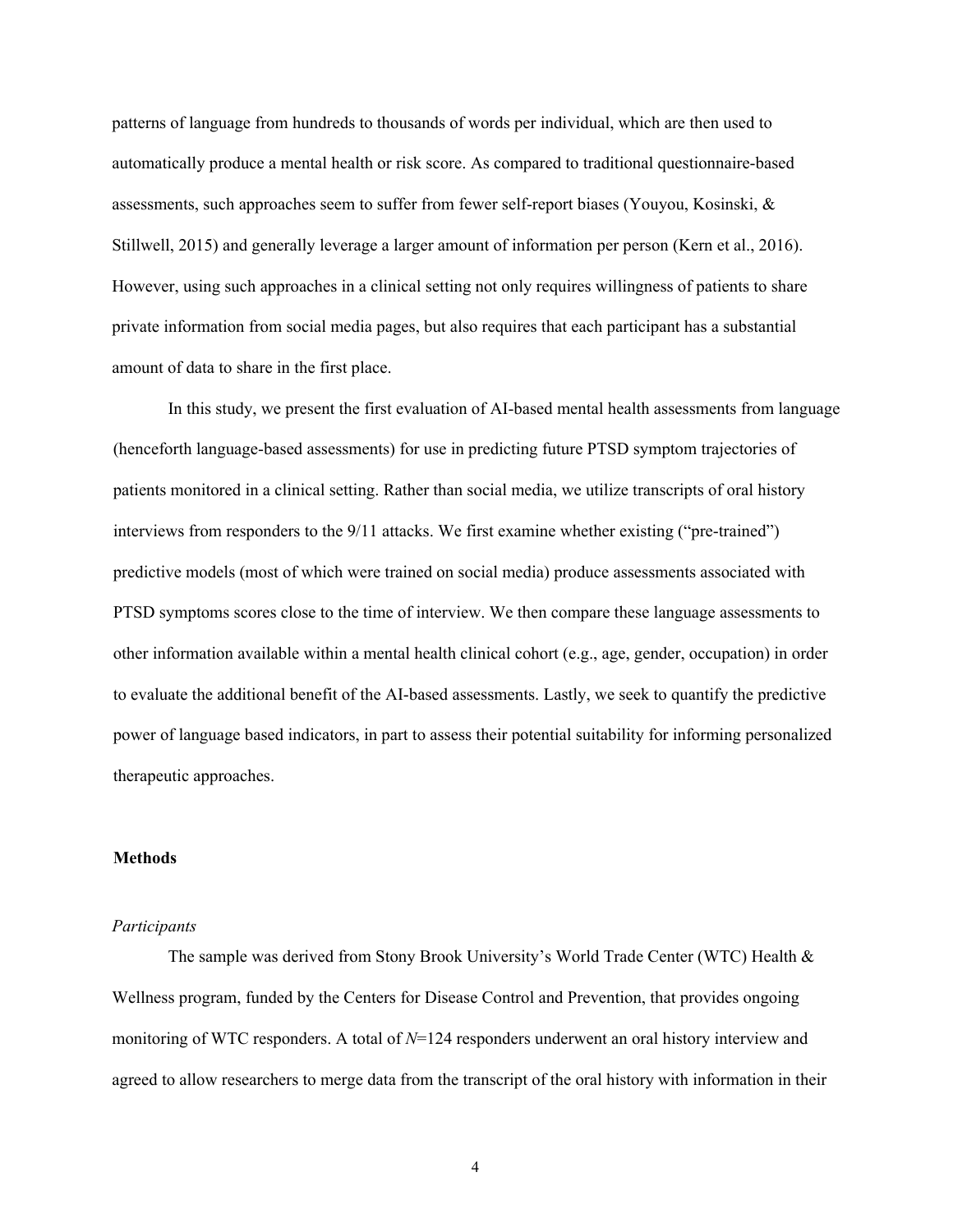patterns of language from hundreds to thousands of words per individual, which are then used to automatically produce a mental health or risk score. As compared to traditional questionnaire-based assessments, such approaches seem to suffer from fewer self-report biases (Youyou, Kosinski, & Stillwell, 2015) and generally leverage a larger amount of information per person (Kern et al., 2016). However, using such approaches in a clinical setting not only requires willingness of patients to share private information from social media pages, but also requires that each participant has a substantial amount of data to share in the first place.

In this study, we present the first evaluation of AI-based mental health assessments from language (henceforth language-based assessments) for use in predicting future PTSD symptom trajectories of patients monitored in a clinical setting. Rather than social media, we utilize transcripts of oral history interviews from responders to the 9/11 attacks. We first examine whether existing ("pre-trained") predictive models (most of which were trained on social media) produce assessments associated with PTSD symptoms scores close to the time of interview. We then compare these language assessments to other information available within a mental health clinical cohort (e.g., age, gender, occupation) in order to evaluate the additional benefit of the AI-based assessments. Lastly, we seek to quantify the predictive power of language based indicators, in part to assess their potential suitability for informing personalized therapeutic approaches.

## Methods

### *Participants*

The sample was derived from Stony Brook University's World Trade Center (WTC) Health & Wellness program, funded by the Centers for Disease Control and Prevention, that provides ongoing monitoring of WTC responders. A total of $N$=124 responders underwent an oral history interview and agreed to allow researchers to merge data from the transcript of the oral history with information in their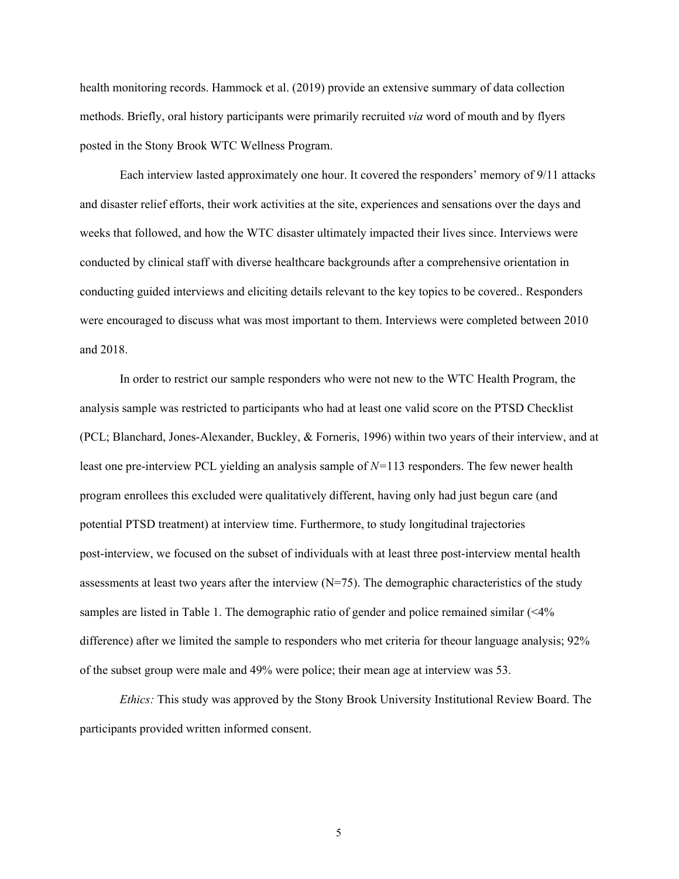health monitoring records. Hammock et al. (2019) provide an extensive summary of data collection methods. Briefly, oral history participants were primarily recruited *via* word of mouth and by flyers posted in the Stony Brook WTC Wellness Program.

Each interview lasted approximately one hour. It covered the responders' memory of 9/11 attacks and disaster relief efforts, their work activities at the site, experiences and sensations over the days and weeks that followed, and how the WTC disaster ultimately impacted their lives since. Interviews were conducted by clinical staff with diverse healthcare backgrounds after a comprehensive orientation in conducting guided interviews and eliciting details relevant to the key topics to be covered.. Responders were encouraged to discuss what was most important to them. Interviews were completed between 2010 and 2018.

In order to restrict our sample responders who were not new to the WTC Health Program, the analysis sample was restricted to participants who had at least one valid score on the PTSD Checklist (PCL; Blanchard, Jones-Alexander, Buckley, & Forneris, 1996) within two years of their interview, and at least one pre-interview PCL yielding an analysis sample of $N$=113 responders. The few newer health program enrollees this excluded were qualitatively different, having only had just begun care (and potential PTSD treatment) at interview time. Furthermore, to study longitudinal trajectories post-interview, we focused on the subset of individuals with at least three post-interview mental health assessments at least two years after the interview (N=75). The demographic characteristics of the study samples are listed in Table 1. The demographic ratio of gender and police remained similar (<4% difference) after we limited the sample to responders who met criteria for theour language analysis; 92% of the subset group were male and 49% were police; their mean age at interview was 53.

*Ethics:* This study was approved by the Stony Brook University Institutional Review Board. The participants provided written informed consent.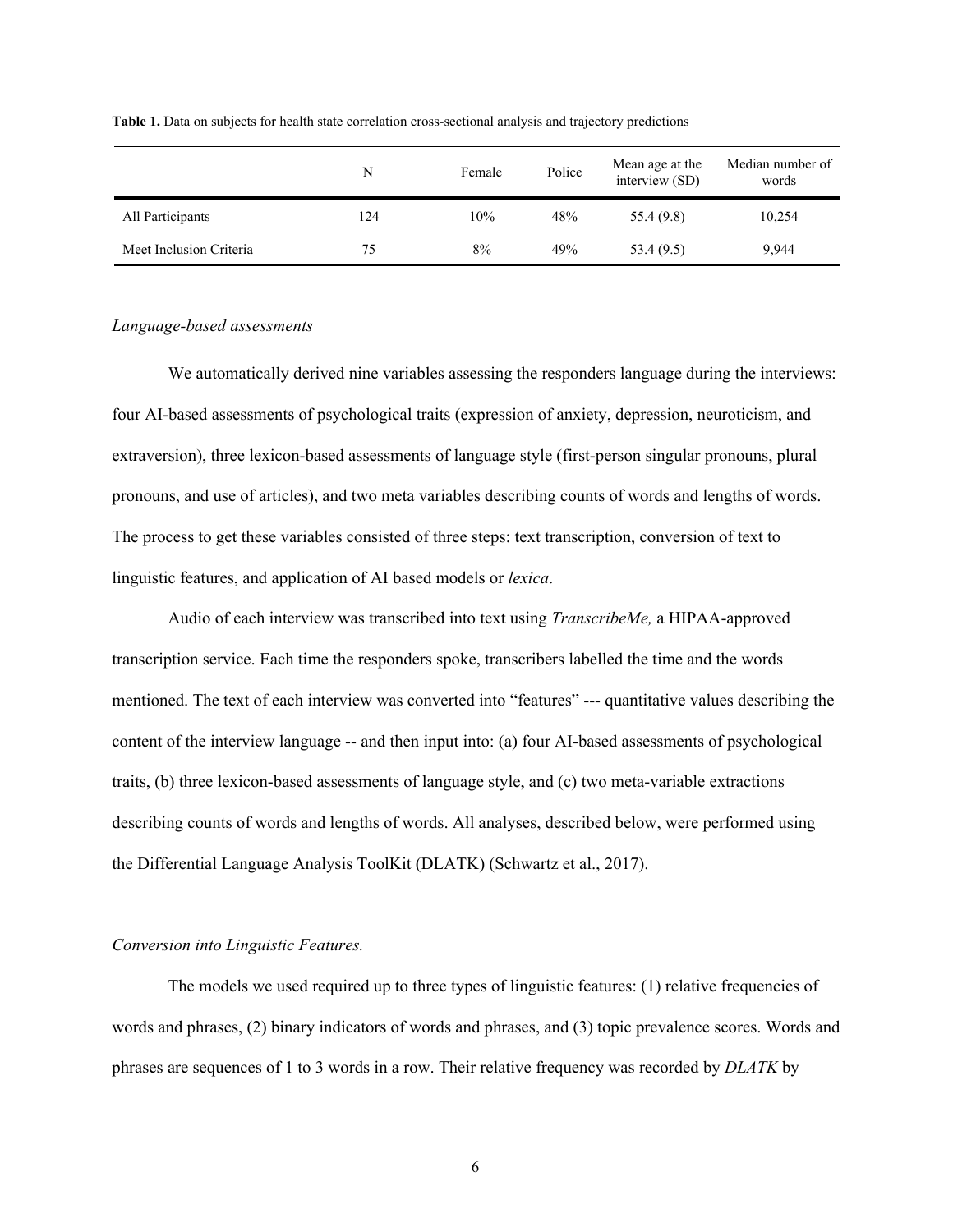**Table 1.** Data on subjects for health state correlation cross-sectional analysis and trajectory predictions

| | N | Female | Police | Mean age at the interview (SD) | Median number of words |
|---|---|---|---|---|---|
| All Participants | 124 | 10% | 48% | 55.4 (9.8) | 10,254 |
| Meet Inclusion Criteria | 75 | 8% | 49% | 53.4 (9.5) | 9,944 |

*Language-based assessments*

We automatically derived nine variables assessing the responders language during the interviews: four AI-based assessments of psychological traits (expression of anxiety, depression, neuroticism, and extraversion), three lexicon-based assessments of language style (first-person singular pronouns, plural pronouns, and use of articles), and two meta variables describing counts of words and lengths of words. The process to get these variables consisted of three steps: text transcription, conversion of text to linguistic features, and application of AI based models or *lexica*.

Audio of each interview was transcribed into text using *TranscribeMe,* a HIPAA-approved transcription service. Each time the responders spoke, transcribers labelled the time and the words mentioned. The text of each interview was converted into "features" --- quantitative values describing the content of the interview language -- and then input into: (a) four AI-based assessments of psychological traits, (b) three lexicon-based assessments of language style, and (c) two meta-variable extractions describing counts of words and lengths of words. All analyses, described below, were performed using the Differential Language Analysis ToolKit (DLATK) (Schwartz et al., 2017).

*Conversion into Linguistic Features.*

The models we used required up to three types of linguistic features: (1) relative frequencies of words and phrases, (2) binary indicators of words and phrases, and (3) topic prevalence scores. Words and phrases are sequences of 1 to 3 words in a row. Their relative frequency was recorded by *DLATK* by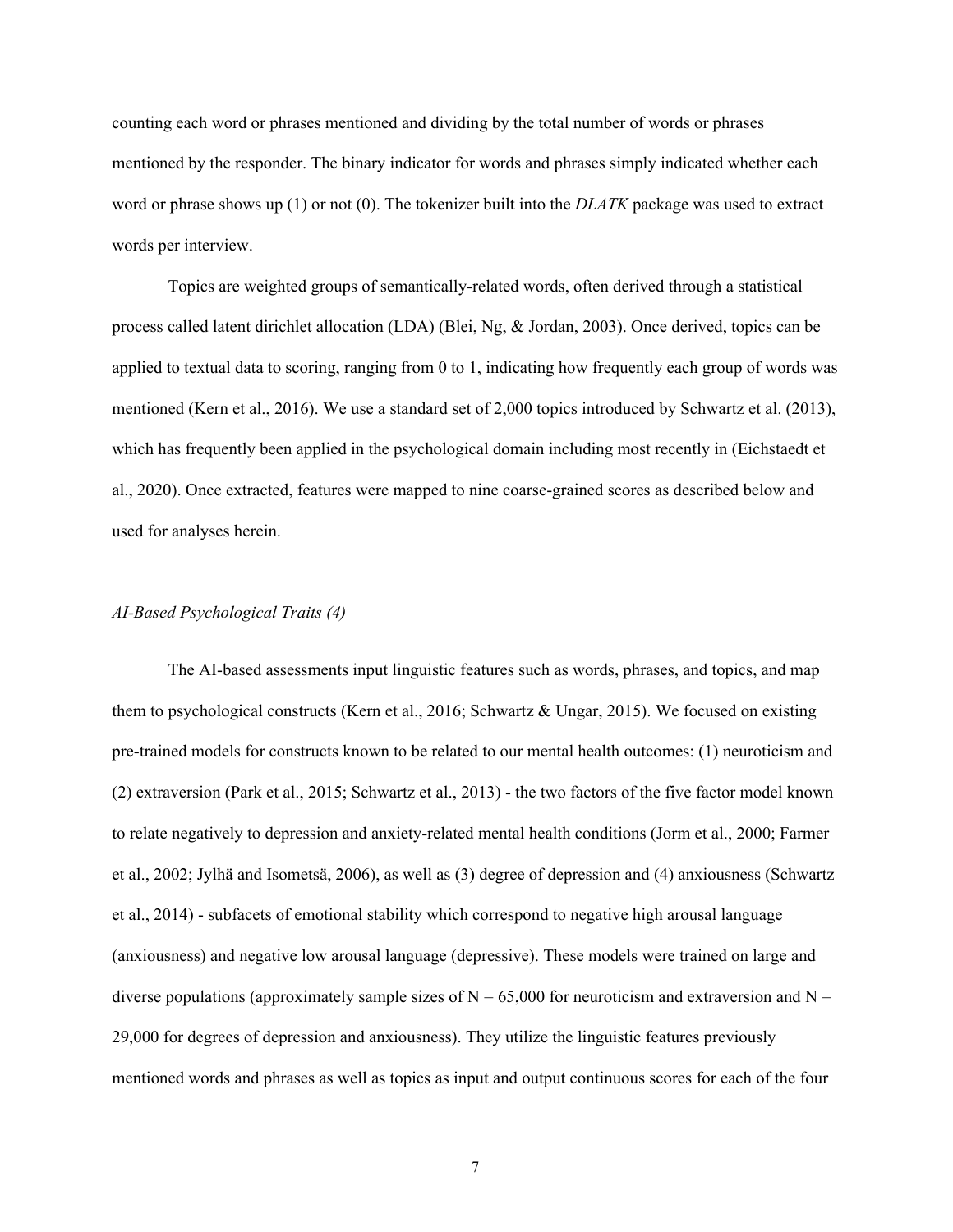counting each word or phrases mentioned and dividing by the total number of words or phrases mentioned by the responder. The binary indicator for words and phrases simply indicated whether each word or phrase shows up (1) or not (0). The tokenizer built into the *DLATK* package was used to extract words per interview.

Topics are weighted groups of semantically-related words, often derived through a statistical process called latent dirichlet allocation (LDA) (Blei, Ng, & Jordan, 2003). Once derived, topics can be applied to textual data to scoring, ranging from 0 to 1, indicating how frequently each group of words was mentioned (Kern et al., 2016). We use a standard set of 2,000 topics introduced by Schwartz et al. (2013), which has frequently been applied in the psychological domain including most recently in (Eichstaedt et al., 2020). Once extracted, features were mapped to nine coarse-grained scores as described below and used for analyses herein.

### *AI-Based Psychological Traits (4)*

The AI-based assessments input linguistic features such as words, phrases, and topics, and map them to psychological constructs (Kern et al., 2016; Schwartz & Ungar, 2015). We focused on existing pre-trained models for constructs known to be related to our mental health outcomes: (1) neuroticism and (2) extraversion (Park et al., 2015; Schwartz et al., 2013) - the two factors of the five factor model known to relate negatively to depression and anxiety-related mental health conditions (Jorm et al., 2000; Farmer et al., 2002; Jylhä and Isometsä, 2006), as well as (3) degree of depression and (4) anxiousness (Schwartz et al., 2014) - subfacets of emotional stability which correspond to negative high arousal language (anxiousness) and negative low arousal language (depressive). These models were trained on large and diverse populations (approximately sample sizes of N = 65,000 for neuroticism and extraversion and N = 29,000 for degrees of depression and anxiousness). They utilize the linguistic features previously mentioned words and phrases as well as topics as input and output continuous scores for each of the four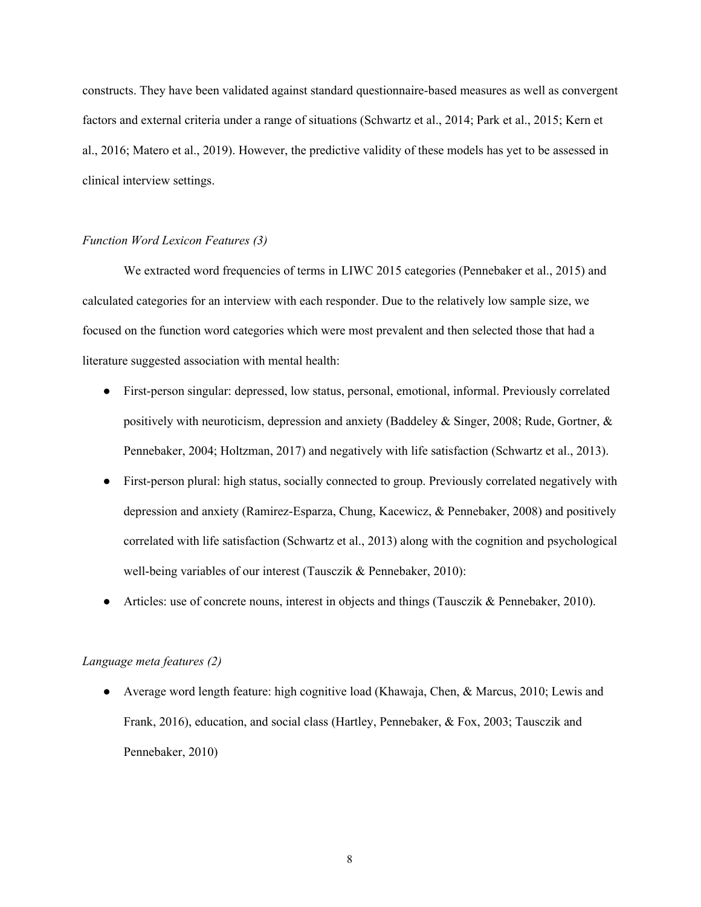constructs. They have been validated against standard questionnaire-based measures as well as convergent factors and external criteria under a range of situations (Schwartz et al., 2014; Park et al., 2015; Kern et al., 2016; Matero et al., 2019). However, the predictive validity of these models has yet to be assessed in clinical interview settings.

*Function Word Lexicon Features (3)*

We extracted word frequencies of terms in LIWC 2015 categories (Pennebaker et al., 2015) and calculated categories for an interview with each responder. Due to the relatively low sample size, we focused on the function word categories which were most prevalent and then selected those that had a literature suggested association with mental health:

- First-person singular: depressed, low status, personal, emotional, informal. Previously correlated positively with neuroticism, depression and anxiety (Baddeley & Singer, 2008; Rude, Gortner, & Pennebaker, 2004; Holtzman, 2017) and negatively with life satisfaction (Schwartz et al., 2013).
- First-person plural: high status, socially connected to group. Previously correlated negatively with depression and anxiety (Ramirez-Esparza, Chung, Kacewicz, & Pennebaker, 2008) and positively correlated with life satisfaction (Schwartz et al., 2013) along with the cognition and psychological well-being variables of our interest (Tausczik & Pennebaker, 2010):
- Articles: use of concrete nouns, interest in objects and things (Tausczik & Pennebaker, 2010).

*Language meta features (2)*

- Average word length feature: high cognitive load (Khawaja, Chen, & Marcus, 2010; Lewis and Frank, 2016), education, and social class (Hartley, Pennebaker, & Fox, 2003; Tausczik and Pennebaker, 2010)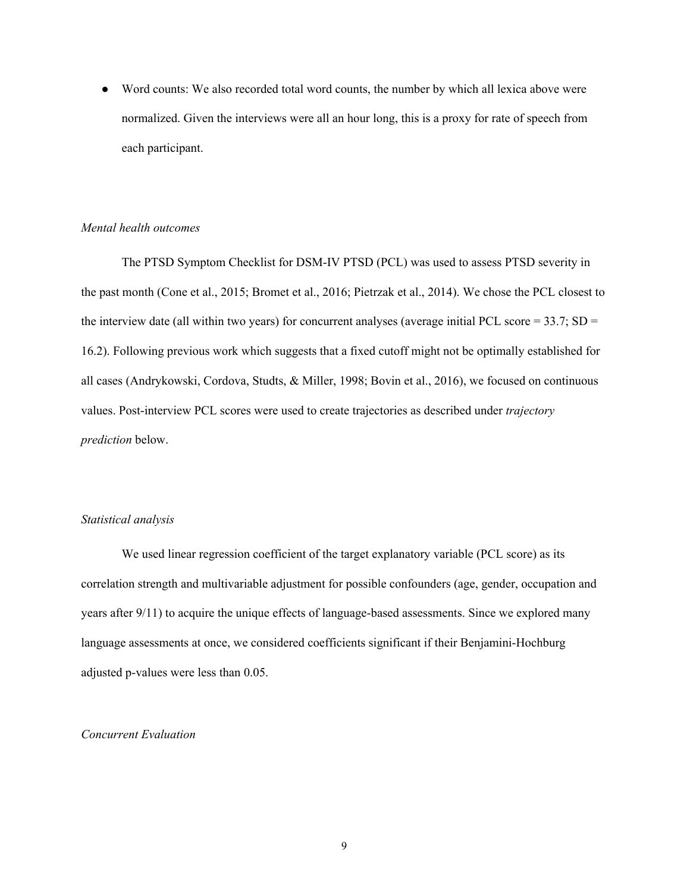- Word counts: We also recorded total word counts, the number by which all lexica above were normalized. Given the interviews were all an hour long, this is a proxy for rate of speech from each participant.

*Mental health outcomes*

The PTSD Symptom Checklist for DSM-IV PTSD (PCL) was used to assess PTSD severity in the past month (Cone et al., 2015; Bromet et al., 2016; Pietrzak et al., 2014). We chose the PCL closest to the interview date (all within two years) for concurrent analyses (average initial PCL score = 33.7; SD = 16.2). Following previous work which suggests that a fixed cutoff might not be optimally established for all cases (Andrykowski, Cordova, Studts, & Miller, 1998; Bovin et al., 2016), we focused on continuous values. Post-interview PCL scores were used to create trajectories as described under *trajectory prediction* below.

*Statistical analysis*

We used linear regression coefficient of the target explanatory variable (PCL score) as its correlation strength and multivariable adjustment for possible confounders (age, gender, occupation and years after 9/11) to acquire the unique effects of language-based assessments. Since we explored many language assessments at once, we considered coefficients significant if their Benjamini-Hochburg adjusted p-values were less than 0.05.

*Concurrent Evaluation*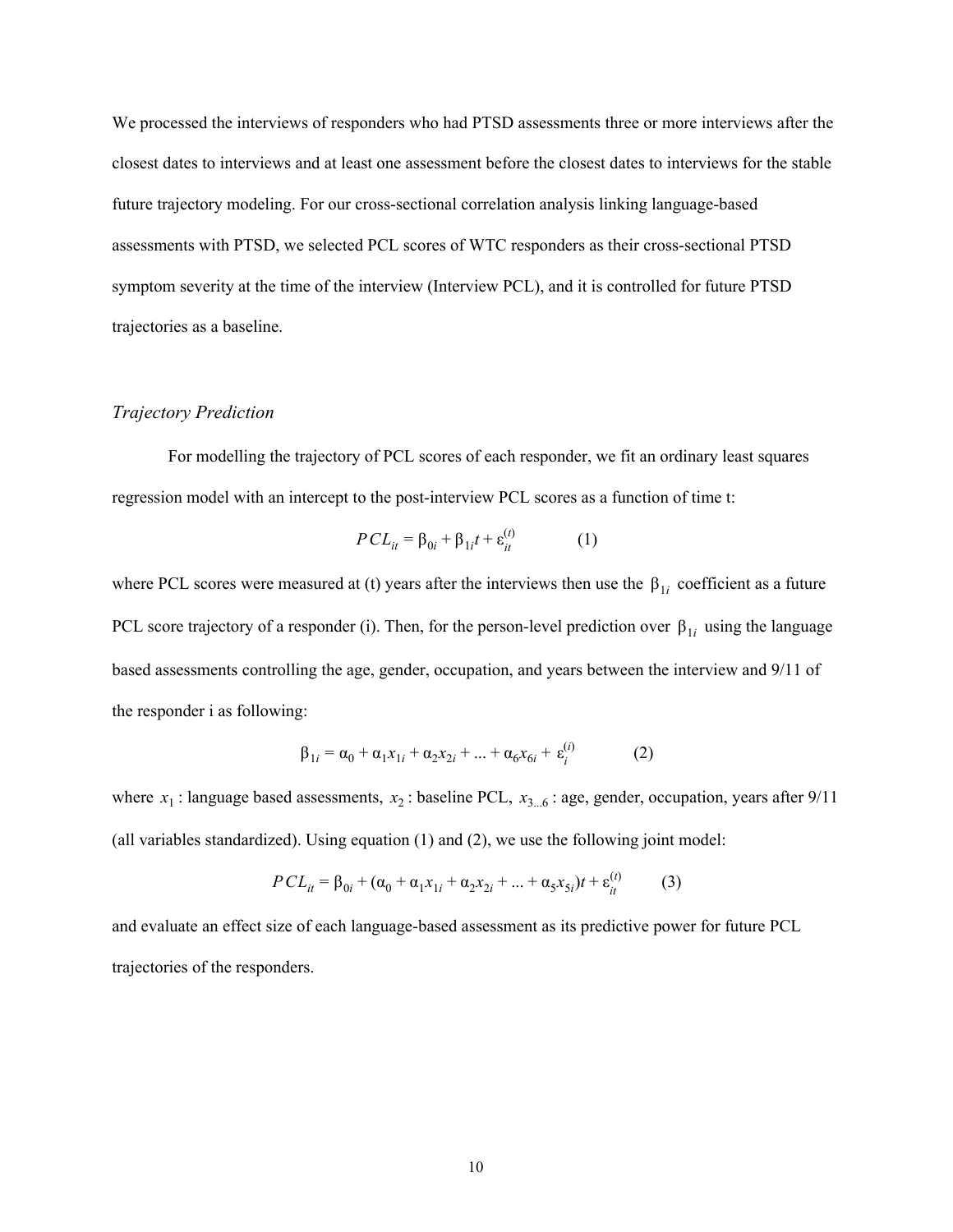We processed the interviews of responders who had PTSD assessments three or more interviews after the closest dates to interviews and at least one assessment before the closest dates to interviews for the stable future trajectory modeling. For our cross-sectional correlation analysis linking language-based assessments with PTSD, we selected PCL scores of WTC responders as their cross-sectional PTSD symptom severity at the time of the interview (Interview PCL), and it is controlled for future PTSD trajectories as a baseline.

### *Trajectory Prediction*

For modelling the trajectory of PCL scores of each responder, we fit an ordinary least squares regression model with an intercept to the post-interview PCL scores as a function of time t:

$$PCL_{it} = \beta_{0i} + \beta_{1i}t + \varepsilon_{it}^{(t)} \qquad (1)$$

where PCL scores were measured at (t) years after the interviews then use the $\beta_{1i}$ coefficient as a future PCL score trajectory of a responder (i). Then, for the person-level prediction over $\beta_{1i}$ using the language based assessments controlling the age, gender, occupation, and years between the interview and 9/11 of the responder i as following:

$$\beta_{1i} = \alpha_0 + \alpha_1 x_{1i} + \alpha_2 x_{2i} + ... + \alpha_6 x_{6i} + \varepsilon_i^{(i)} \qquad (2)$$

where $x_1$ : language based assessments, $x_2$ : baseline PCL, $x_{3...6}$ : age, gender, occupation, years after 9/11 (all variables standardized). Using equation (1) and (2), we use the following joint model:

$$PCL_{it} = \beta_{0i} + (\alpha_0 + \alpha_1 x_{1i} + \alpha_2 x_{2i} + ... + \alpha_5 x_{5i})t + \varepsilon_{it}^{(t)} \qquad (3)$$

and evaluate an effect size of each language-based assessment as its predictive power for future PCL trajectories of the responders.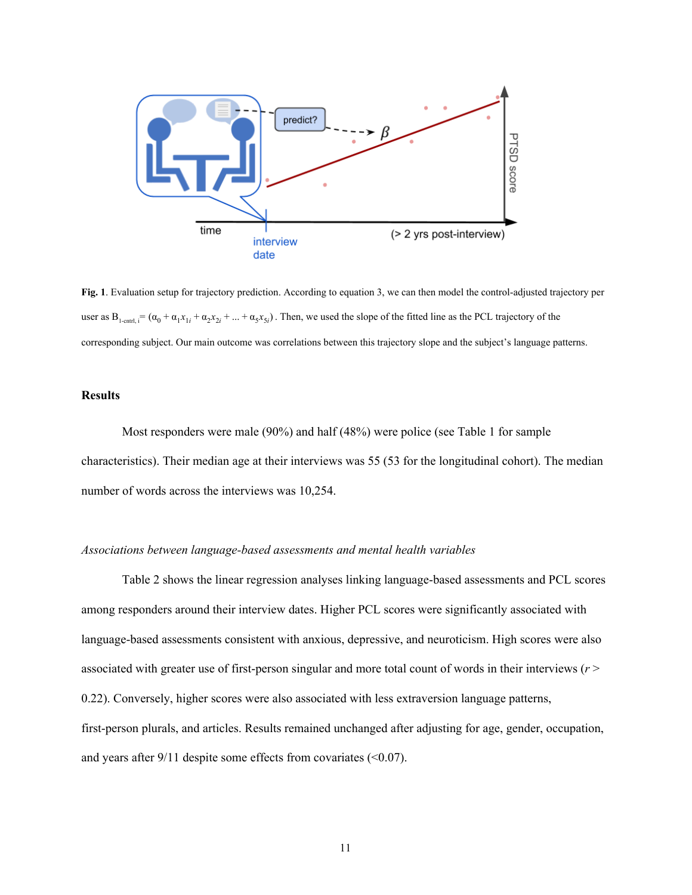**Fig. 1**. Evaluation setup for trajectory prediction. According to equation 3, we can then model the control-adjusted trajectory per user as $B_{1\text{-cntrl},\, i} = (\alpha_0 + \alpha_1 x_{1i} + \alpha_2 x_{2i} + \ldots + \alpha_5 x_{5i})$ . Then, we used the slope of the fitted line as the PCL trajectory of the corresponding subject. Our main outcome was correlations between this trajectory slope and the subject's language patterns.

## Results

Most responders were male (90%) and half (48%) were police (see Table 1 for sample characteristics). Their median age at their interviews was 55 (53 for the longitudinal cohort). The median number of words across the interviews was 10,254.

### *Associations between language-based assessments and mental health variables*

Table 2 shows the linear regression analyses linking language-based assessments and PCL scores among responders around their interview dates. Higher PCL scores were significantly associated with language-based assessments consistent with anxious, depressive, and neuroticism. High scores were also associated with greater use of first-person singular and more total count of words in their interviews ($r > 0.22$). Conversely, higher scores were also associated with less extraversion language patterns, first-person plurals, and articles. Results remained unchanged after adjusting for age, gender, occupation, and years after 9/11 despite some effects from covariates (<0.07).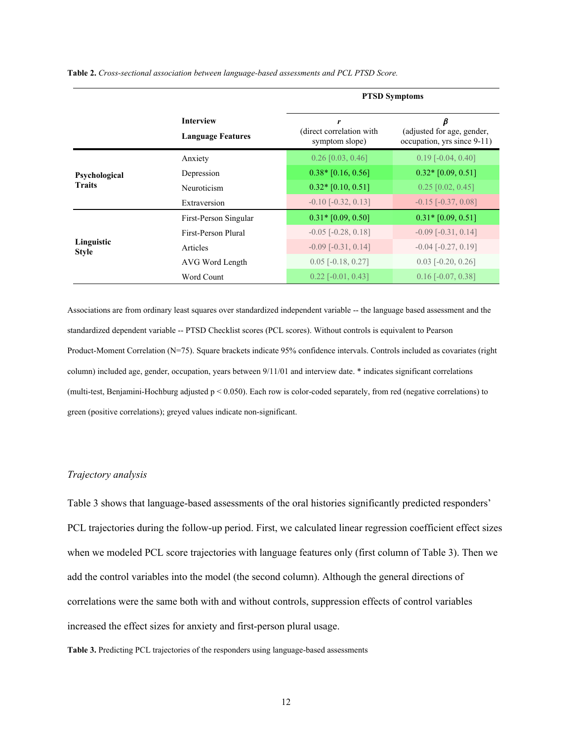**Table 2.** *Cross-sectional association between language-based assessments and PCL PTSD Score.*

| | Interview Language Features | PTSD Symptoms | |
|---|---|---|---|
| | | ***r*** (direct correlation with symptom slope) | ***β*** (adjusted for age, gender, occupation, yrs since 9-11) |
| **Psychological Traits** | Anxiety | 0.26 [0.03, 0.46] | 0.19 [-0.04, 0.40] |
| | Depression | 0.38* [0.16, 0.56] | 0.32* [0.09, 0.51] |
| | Neuroticism | 0.32* [0.10, 0.51] | 0.25 [0.02, 0.45] |
| | Extraversion | -0.10 [-0.32, 0.13] | -0.15 [-0.37, 0.08] |
| **Linguistic Style** | First-Person Singular | 0.31* [0.09, 0.50] | 0.31* [0.09, 0.51] |
| | First-Person Plural | -0.05 [-0.28, 0.18] | -0.09 [-0.31, 0.14] |
| | Articles | -0.09 [-0.31, 0.14] | -0.04 [-0.27, 0.19] |
| | AVG Word Length | 0.05 [-0.18, 0.27] | 0.03 [-0.20, 0.26] |
| | Word Count | 0.22 [-0.01, 0.43] | 0.16 [-0.07, 0.38] |

Associations are from ordinary least squares over standardized independent variable -- the language based assessment and the standardized dependent variable -- PTSD Checklist scores (PCL scores). Without controls is equivalent to Pearson Product-Moment Correlation (N=75). Square brackets indicate 95% confidence intervals. Controls included as covariates (right column) included age, gender, occupation, years between 9/11/01 and interview date. * indicates significant correlations (multi-test, Benjamini-Hochburg adjusted $p < 0.050$). Each row is color-coded separately, from red (negative correlations) to green (positive correlations); greyed values indicate non-significant.

*Trajectory analysis*

Table 3 shows that language-based assessments of the oral histories significantly predicted responders' PCL trajectories during the follow-up period. First, we calculated linear regression coefficient effect sizes when we modeled PCL score trajectories with language features only (first column of Table 3). Then we add the control variables into the model (the second column). Although the general directions of correlations were the same both with and without controls, suppression effects of control variables increased the effect sizes for anxiety and first-person plural usage.

**Table 3.** Predicting PCL trajectories of the responders using language-based assessments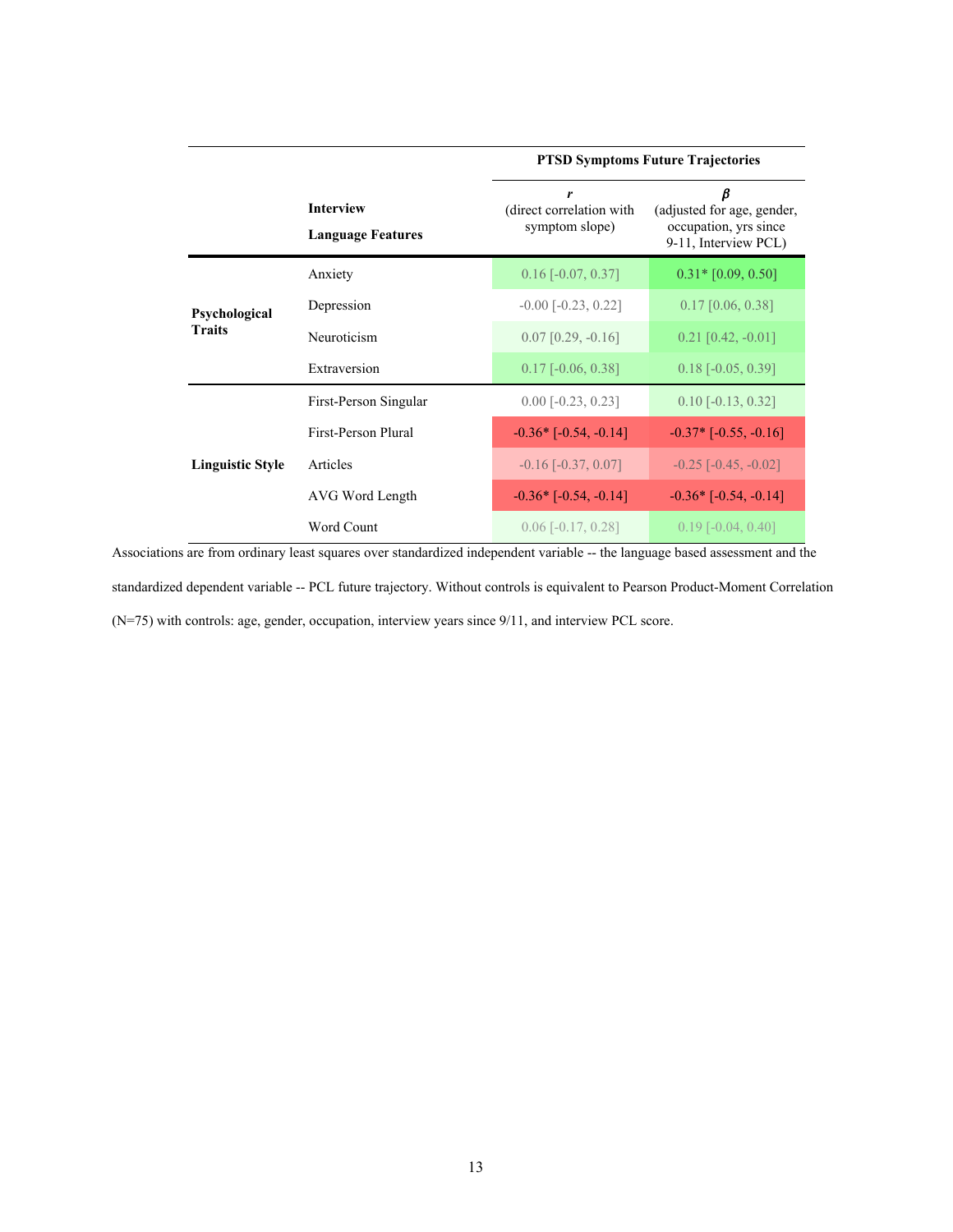| | Interview Language Features | PTSD Symptoms Future Trajectories | |
|---|---|---|---|
| | | *r* (direct correlation with symptom slope) | *β* (adjusted for age, gender, occupation, yrs since 9-11, Interview PCL) |
| **Psychological Traits** | Anxiety | 0.16 [-0.07, 0.37] | 0.31* [0.09, 0.50] |
| | Depression | -0.00 [-0.23, 0.22] | 0.17 [0.06, 0.38] |
| | Neuroticism | 0.07 [0.29, -0.16] | 0.21 [0.42, -0.01] |
| | Extraversion | 0.17 [-0.06, 0.38] | 0.18 [-0.05, 0.39] |
| **Linguistic Style** | First-Person Singular | 0.00 [-0.23, 0.23] | 0.10 [-0.13, 0.32] |
| | First-Person Plural | -0.36* [-0.54, -0.14] | -0.37* [-0.55, -0.16] |
| | Articles | -0.16 [-0.37, 0.07] | -0.25 [-0.45, -0.02] |
| | AVG Word Length | -0.36* [-0.54, -0.14] | -0.36* [-0.54, -0.14] |
| | Word Count | 0.06 [-0.17, 0.28] | 0.19 [-0.04, 0.40] |

Associations are from ordinary least squares over standardized independent variable -- the language based assessment and the standardized dependent variable -- PCL future trajectory. Without controls is equivalent to Pearson Product-Moment Correlation (N=75) with controls: age, gender, occupation, interview years since 9/11, and interview PCL score.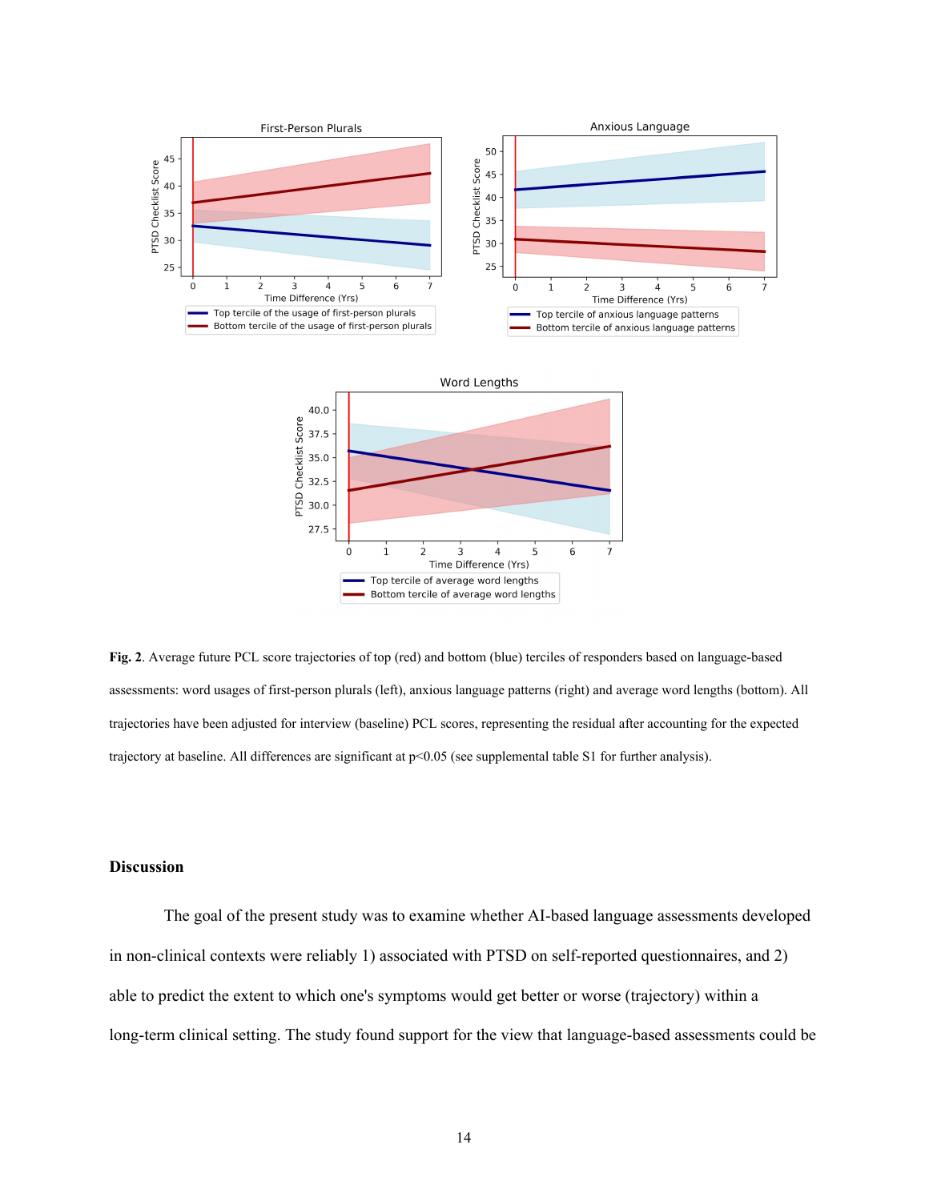**Fig. 2**. Average future PCL score trajectories of top (red) and bottom (blue) terciles of responders based on language-based assessments: word usages of first-person plurals (left), anxious language patterns (right) and average word lengths (bottom). All trajectories have been adjusted for interview (baseline) PCL scores, representing the residual after accounting for the expected trajectory at baseline. All differences are significant at $p<0.05$ (see supplemental table S1 for further analysis).

## Discussion

The goal of the present study was to examine whether AI-based language assessments developed in non-clinical contexts were reliably 1) associated with PTSD on self-reported questionnaires, and 2) able to predict the extent to which one's symptoms would get better or worse (trajectory) within a long-term clinical setting. The study found support for the view that language-based assessments could be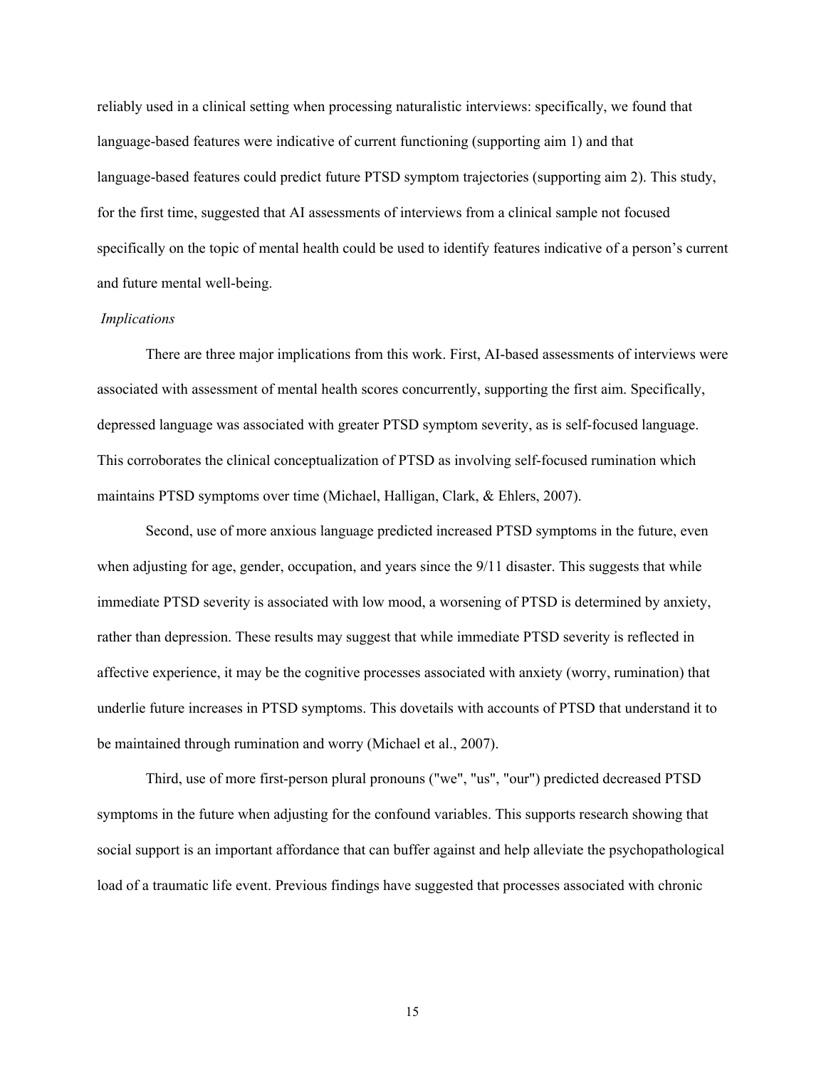reliably used in a clinical setting when processing naturalistic interviews: specifically, we found that language-based features were indicative of current functioning (supporting aim 1) and that language-based features could predict future PTSD symptom trajectories (supporting aim 2). This study, for the first time, suggested that AI assessments of interviews from a clinical sample not focused specifically on the topic of mental health could be used to identify features indicative of a person's current and future mental well-being.

*Implications*

There are three major implications from this work. First, AI-based assessments of interviews were associated with assessment of mental health scores concurrently, supporting the first aim. Specifically, depressed language was associated with greater PTSD symptom severity, as is self-focused language. This corroborates the clinical conceptualization of PTSD as involving self-focused rumination which maintains PTSD symptoms over time (Michael, Halligan, Clark, & Ehlers, 2007).

Second, use of more anxious language predicted increased PTSD symptoms in the future, even when adjusting for age, gender, occupation, and years since the 9/11 disaster. This suggests that while immediate PTSD severity is associated with low mood, a worsening of PTSD is determined by anxiety, rather than depression. These results may suggest that while immediate PTSD severity is reflected in affective experience, it may be the cognitive processes associated with anxiety (worry, rumination) that underlie future increases in PTSD symptoms. This dovetails with accounts of PTSD that understand it to be maintained through rumination and worry (Michael et al., 2007).

Third, use of more first-person plural pronouns ("we", "us", "our") predicted decreased PTSD symptoms in the future when adjusting for the confound variables. This supports research showing that social support is an important affordance that can buffer against and help alleviate the psychopathological load of a traumatic life event. Previous findings have suggested that processes associated with chronic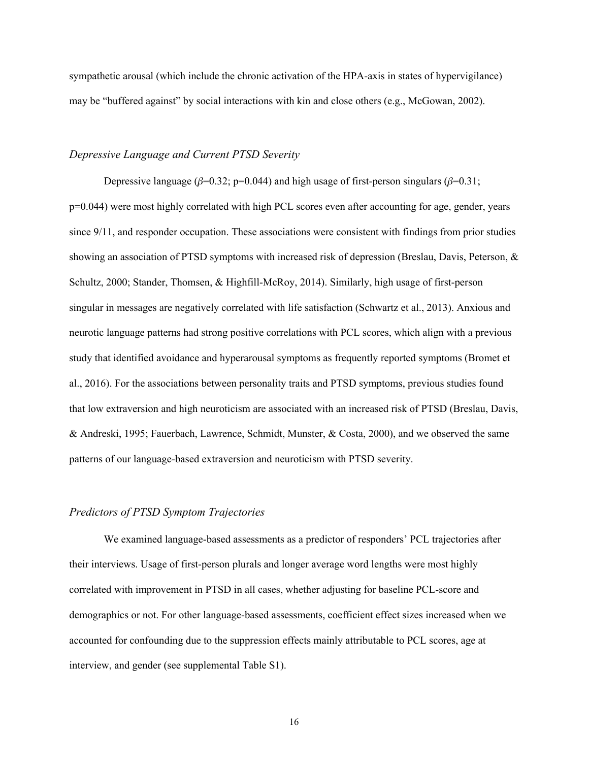sympathetic arousal (which include the chronic activation of the HPA-axis in states of hypervigilance) may be "buffered against" by social interactions with kin and close others (e.g., McGowan, 2002).

### *Depressive Language and Current PTSD Severity*

Depressive language ($\beta$=0.32; p=0.044) and high usage of first-person singulars ($\beta$=0.31; p=0.044) were most highly correlated with high PCL scores even after accounting for age, gender, years since 9/11, and responder occupation. These associations were consistent with findings from prior studies showing an association of PTSD symptoms with increased risk of depression (Breslau, Davis, Peterson, & Schultz, 2000; Stander, Thomsen, & Highfill-McRoy, 2014). Similarly, high usage of first-person singular in messages are negatively correlated with life satisfaction (Schwartz et al., 2013). Anxious and neurotic language patterns had strong positive correlations with PCL scores, which align with a previous study that identified avoidance and hyperarousal symptoms as frequently reported symptoms (Bromet et al., 2016). For the associations between personality traits and PTSD symptoms, previous studies found that low extraversion and high neuroticism are associated with an increased risk of PTSD (Breslau, Davis, & Andreski, 1995; Fauerbach, Lawrence, Schmidt, Munster, & Costa, 2000), and we observed the same patterns of our language-based extraversion and neuroticism with PTSD severity.

### *Predictors of PTSD Symptom Trajectories*

We examined language-based assessments as a predictor of responders' PCL trajectories after their interviews. Usage of first-person plurals and longer average word lengths were most highly correlated with improvement in PTSD in all cases, whether adjusting for baseline PCL-score and demographics or not. For other language-based assessments, coefficient effect sizes increased when we accounted for confounding due to the suppression effects mainly attributable to PCL scores, age at interview, and gender (see supplemental Table S1).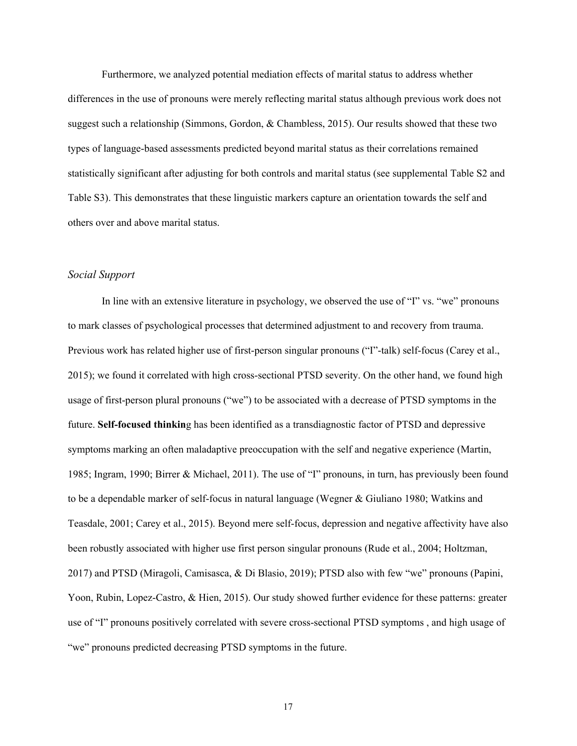Furthermore, we analyzed potential mediation effects of marital status to address whether differences in the use of pronouns were merely reflecting marital status although previous work does not suggest such a relationship (Simmons, Gordon, & Chambless, 2015). Our results showed that these two types of language-based assessments predicted beyond marital status as their correlations remained statistically significant after adjusting for both controls and marital status (see supplemental Table S2 and Table S3). This demonstrates that these linguistic markers capture an orientation towards the self and others over and above marital status.

### *Social Support*

In line with an extensive literature in psychology, we observed the use of "I" vs. "we" pronouns to mark classes of psychological processes that determined adjustment to and recovery from trauma. Previous work has related higher use of first-person singular pronouns ("I"-talk) self-focus (Carey et al., 2015); we found it correlated with high cross-sectional PTSD severity. On the other hand, we found high usage of first-person plural pronouns ("we") to be associated with a decrease of PTSD symptoms in the future. **Self-focused thinkin**g has been identified as a transdiagnostic factor of PTSD and depressive symptoms marking an often maladaptive preoccupation with the self and negative experience (Martin, 1985; Ingram, 1990; Birrer & Michael, 2011). The use of "I" pronouns, in turn, has previously been found to be a dependable marker of self-focus in natural language (Wegner & Giuliano 1980; Watkins and Teasdale, 2001; Carey et al., 2015). Beyond mere self-focus, depression and negative affectivity have also been robustly associated with higher use first person singular pronouns (Rude et al., 2004; Holtzman, 2017) and PTSD (Miragoli, Camisasca, & Di Blasio, 2019); PTSD also with few "we" pronouns (Papini, Yoon, Rubin, Lopez-Castro, & Hien, 2015). Our study showed further evidence for these patterns: greater use of "I" pronouns positively correlated with severe cross-sectional PTSD symptoms , and high usage of "we" pronouns predicted decreasing PTSD symptoms in the future.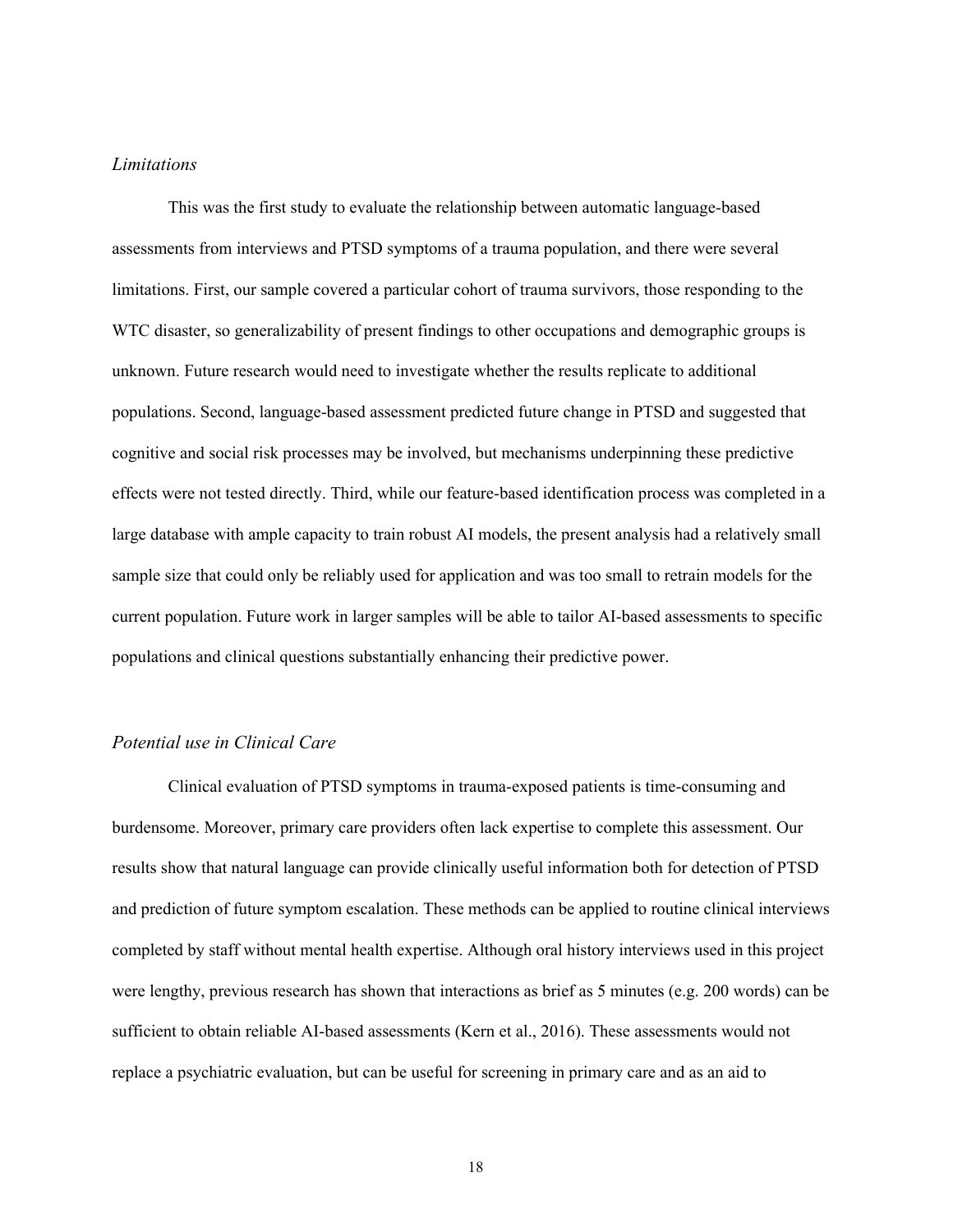### *Limitations*

This was the first study to evaluate the relationship between automatic language-based assessments from interviews and PTSD symptoms of a trauma population, and there were several limitations. First, our sample covered a particular cohort of trauma survivors, those responding to the WTC disaster, so generalizability of present findings to other occupations and demographic groups is unknown. Future research would need to investigate whether the results replicate to additional populations. Second, language-based assessment predicted future change in PTSD and suggested that cognitive and social risk processes may be involved, but mechanisms underpinning these predictive effects were not tested directly. Third, while our feature-based identification process was completed in a large database with ample capacity to train robust AI models, the present analysis had a relatively small sample size that could only be reliably used for application and was too small to retrain models for the current population. Future work in larger samples will be able to tailor AI-based assessments to specific populations and clinical questions substantially enhancing their predictive power.

### *Potential use in Clinical Care*

Clinical evaluation of PTSD symptoms in trauma-exposed patients is time-consuming and burdensome. Moreover, primary care providers often lack expertise to complete this assessment. Our results show that natural language can provide clinically useful information both for detection of PTSD and prediction of future symptom escalation. These methods can be applied to routine clinical interviews completed by staff without mental health expertise. Although oral history interviews used in this project were lengthy, previous research has shown that interactions as brief as 5 minutes (e.g. 200 words) can be sufficient to obtain reliable AI-based assessments (Kern et al., 2016). These assessments would not replace a psychiatric evaluation, but can be useful for screening in primary care and as an aid to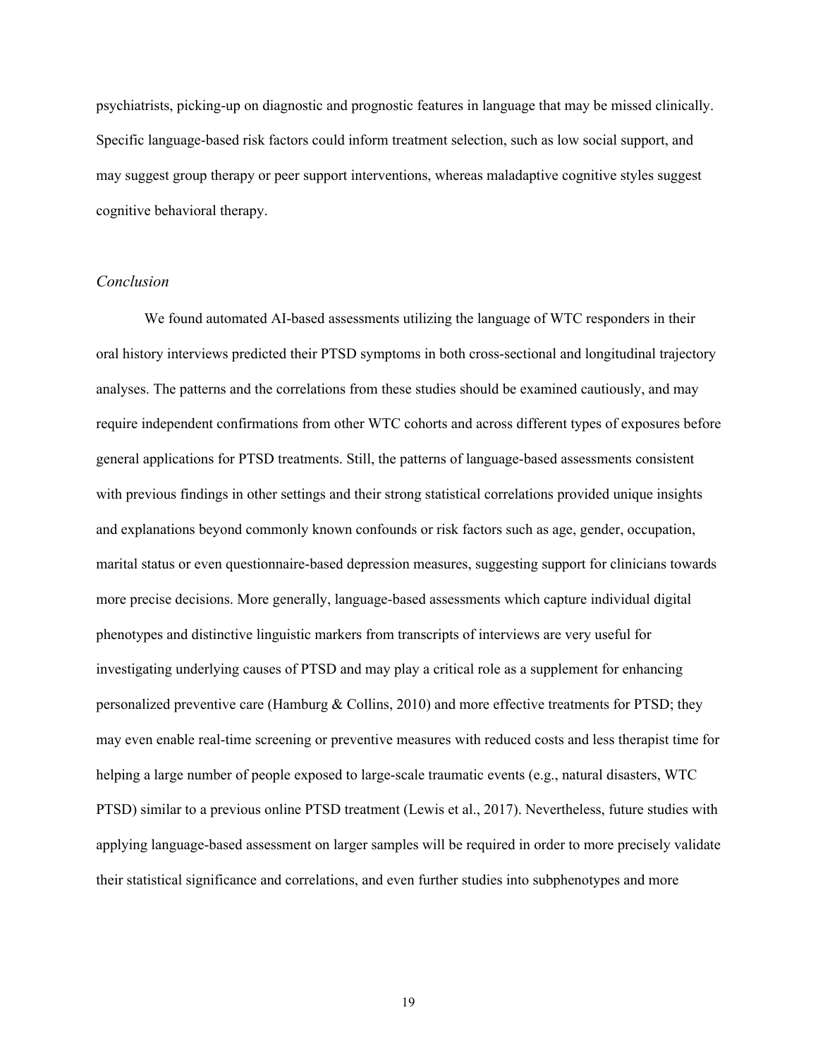psychiatrists, picking-up on diagnostic and prognostic features in language that may be missed clinically. Specific language-based risk factors could inform treatment selection, such as low social support, and may suggest group therapy or peer support interventions, whereas maladaptive cognitive styles suggest cognitive behavioral therapy.

### *Conclusion*

We found automated AI-based assessments utilizing the language of WTC responders in their oral history interviews predicted their PTSD symptoms in both cross-sectional and longitudinal trajectory analyses. The patterns and the correlations from these studies should be examined cautiously, and may require independent confirmations from other WTC cohorts and across different types of exposures before general applications for PTSD treatments. Still, the patterns of language-based assessments consistent with previous findings in other settings and their strong statistical correlations provided unique insights and explanations beyond commonly known confounds or risk factors such as age, gender, occupation, marital status or even questionnaire-based depression measures, suggesting support for clinicians towards more precise decisions. More generally, language-based assessments which capture individual digital phenotypes and distinctive linguistic markers from transcripts of interviews are very useful for investigating underlying causes of PTSD and may play a critical role as a supplement for enhancing personalized preventive care (Hamburg & Collins, 2010) and more effective treatments for PTSD; they may even enable real-time screening or preventive measures with reduced costs and less therapist time for helping a large number of people exposed to large-scale traumatic events (e.g., natural disasters, WTC PTSD) similar to a previous online PTSD treatment (Lewis et al., 2017). Nevertheless, future studies with applying language-based assessment on larger samples will be required in order to more precisely validate their statistical significance and correlations, and even further studies into subphenotypes and more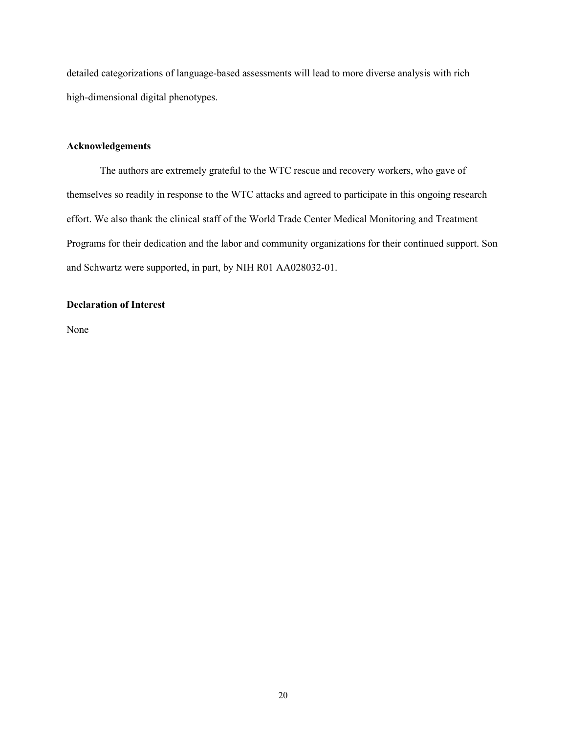detailed categorizations of language-based assessments will lead to more diverse analysis with rich high-dimensional digital phenotypes.

## Acknowledgements

The authors are extremely grateful to the WTC rescue and recovery workers, who gave of themselves so readily in response to the WTC attacks and agreed to participate in this ongoing research effort. We also thank the clinical staff of the World Trade Center Medical Monitoring and Treatment Programs for their dedication and the labor and community organizations for their continued support. Son and Schwartz were supported, in part, by NIH R01 AA028032-01.

## Declaration of Interest

None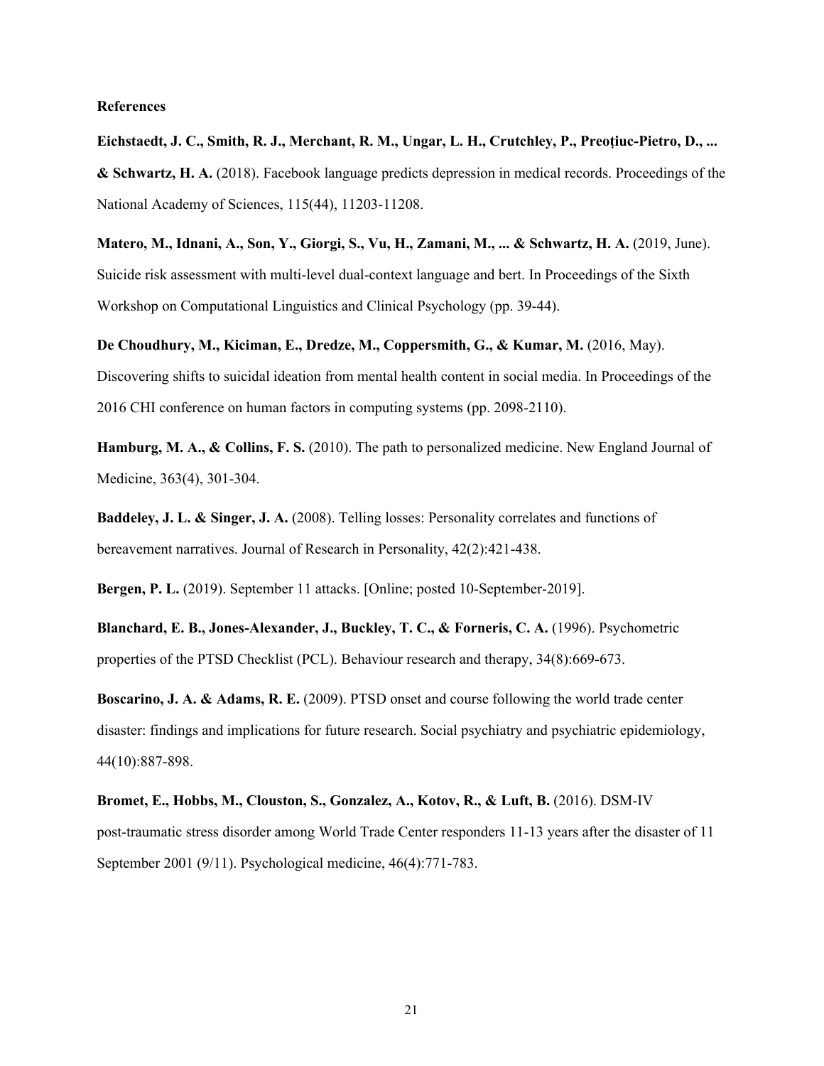**References**

**Eichstaedt, J. C., Smith, R. J., Merchant, R. M., Ungar, L. H., Crutchley, P., Preoțiuc-Pietro, D., ... & Schwartz, H. A.** (2018). Facebook language predicts depression in medical records. Proceedings of the National Academy of Sciences, 115(44), 11203-11208.

**Matero, M., Idnani, A., Son, Y., Giorgi, S., Vu, H., Zamani, M., ... & Schwartz, H. A.** (2019, June). Suicide risk assessment with multi-level dual-context language and bert. In Proceedings of the Sixth Workshop on Computational Linguistics and Clinical Psychology (pp. 39-44).

**De Choudhury, M., Kiciman, E., Dredze, M., Coppersmith, G., & Kumar, M.** (2016, May). Discovering shifts to suicidal ideation from mental health content in social media. In Proceedings of the 2016 CHI conference on human factors in computing systems (pp. 2098-2110).

**Hamburg, M. A., & Collins, F. S.** (2010). The path to personalized medicine. New England Journal of Medicine, 363(4), 301-304.

**Baddeley, J. L. & Singer, J. A.** (2008). Telling losses: Personality correlates and functions of bereavement narratives. Journal of Research in Personality, 42(2):421-438.

**Bergen, P. L.** (2019). September 11 attacks. [Online; posted 10-September-2019].

**Blanchard, E. B., Jones-Alexander, J., Buckley, T. C., & Forneris, C. A.** (1996). Psychometric properties of the PTSD Checklist (PCL). Behaviour research and therapy, 34(8):669-673.

**Boscarino, J. A. & Adams, R. E.** (2009). PTSD onset and course following the world trade center disaster: findings and implications for future research. Social psychiatry and psychiatric epidemiology, 44(10):887-898.

**Bromet, E., Hobbs, M., Clouston, S., Gonzalez, A., Kotov, R., & Luft, B.** (2016). DSM-IV post-traumatic stress disorder among World Trade Center responders 11-13 years after the disaster of 11 September 2001 (9/11). Psychological medicine, 46(4):771-783.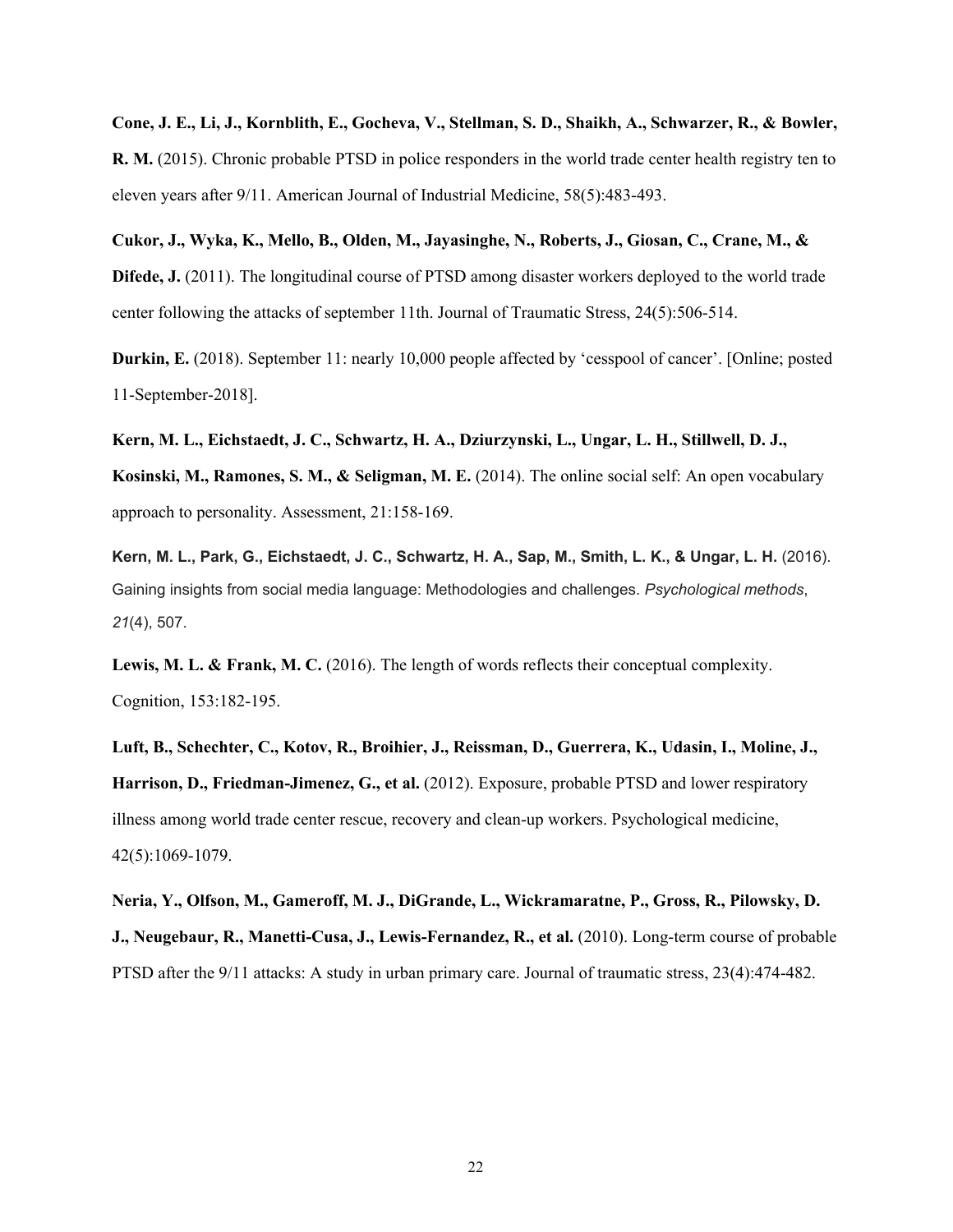**Cone, J. E., Li, J., Kornblith, E., Gocheva, V., Stellman, S. D., Shaikh, A., Schwarzer, R., & Bowler, R. M.** (2015). Chronic probable PTSD in police responders in the world trade center health registry ten to eleven years after 9/11. American Journal of Industrial Medicine, 58(5):483-493.

**Cukor, J., Wyka, K., Mello, B., Olden, M., Jayasinghe, N., Roberts, J., Giosan, C., Crane, M., & Difede, J.** (2011). The longitudinal course of PTSD among disaster workers deployed to the world trade center following the attacks of september 11th. Journal of Traumatic Stress, 24(5):506-514.

**Durkin, E.** (2018). September 11: nearly 10,000 people affected by 'cesspool of cancer'. [Online; posted 11-September-2018].

**Kern, M. L., Eichstaedt, J. C., Schwartz, H. A., Dziurzynski, L., Ungar, L. H., Stillwell, D. J., Kosinski, M., Ramones, S. M., & Seligman, M. E.** (2014). The online social self: An open vocabulary approach to personality. Assessment, 21:158-169.

**Kern, M. L., Park, G., Eichstaedt, J. C., Schwartz, H. A., Sap, M., Smith, L. K., & Ungar, L. H.** (2016). Gaining insights from social media language: Methodologies and challenges. *Psychological methods*, *21*(4), 507.

**Lewis, M. L. & Frank, M. C.** (2016). The length of words reflects their conceptual complexity. Cognition, 153:182-195.

**Luft, B., Schechter, C., Kotov, R., Broihier, J., Reissman, D., Guerrera, K., Udasin, I., Moline, J., Harrison, D., Friedman-Jimenez, G., et al.** (2012). Exposure, probable PTSD and lower respiratory illness among world trade center rescue, recovery and clean-up workers. Psychological medicine, 42(5):1069-1079.

**Neria, Y., Olfson, M., Gameroff, M. J., DiGrande, L., Wickramaratne, P., Gross, R., Pilowsky, D. J., Neugebaur, R., Manetti-Cusa, J., Lewis-Fernandez, R., et al.** (2010). Long-term course of probable PTSD after the 9/11 attacks: A study in urban primary care. Journal of traumatic stress, 23(4):474-482.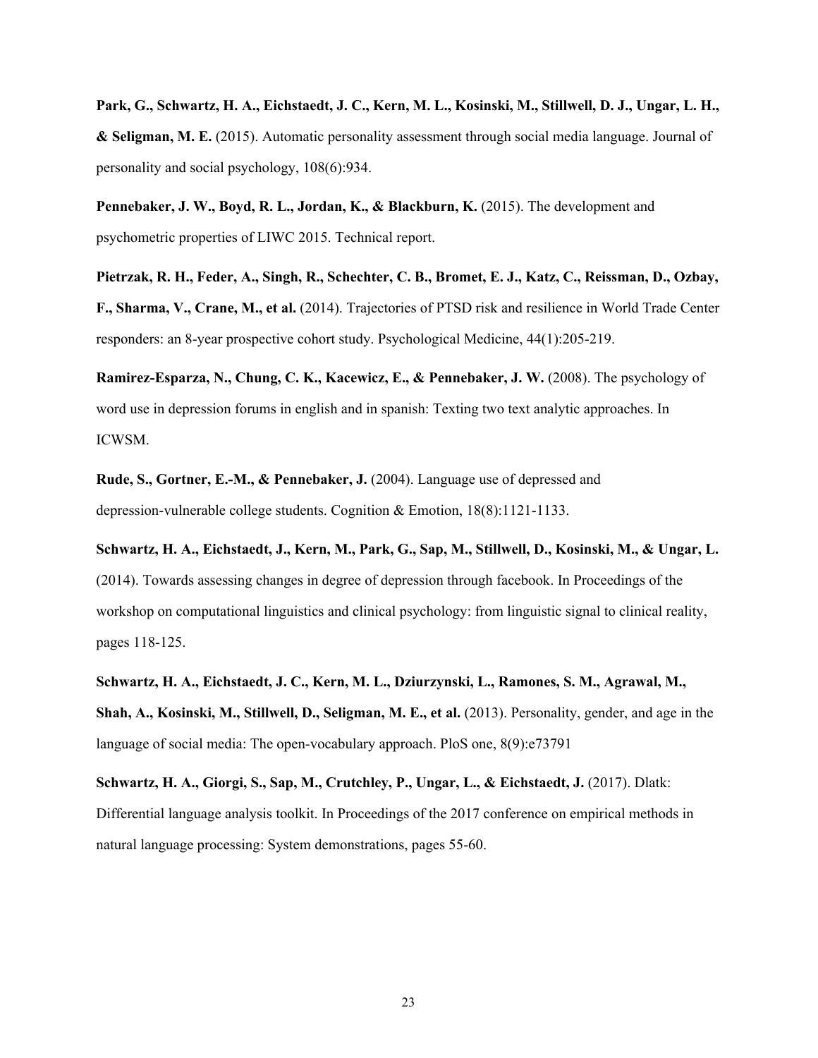**Park, G., Schwartz, H. A., Eichstaedt, J. C., Kern, M. L., Kosinski, M., Stillwell, D. J., Ungar, L. H., & Seligman, M. E.** (2015). Automatic personality assessment through social media language. Journal of personality and social psychology, 108(6):934.

**Pennebaker, J. W., Boyd, R. L., Jordan, K., & Blackburn, K.** (2015). The development and psychometric properties of LIWC 2015. Technical report.

**Pietrzak, R. H., Feder, A., Singh, R., Schechter, C. B., Bromet, E. J., Katz, C., Reissman, D., Ozbay, F., Sharma, V., Crane, M., et al.** (2014). Trajectories of PTSD risk and resilience in World Trade Center responders: an 8-year prospective cohort study. Psychological Medicine, 44(1):205-219.

**Ramirez-Esparza, N., Chung, C. K., Kacewicz, E., & Pennebaker, J. W.** (2008). The psychology of word use in depression forums in english and in spanish: Texting two text analytic approaches. In ICWSM.

**Rude, S., Gortner, E.-M., & Pennebaker, J.** (2004). Language use of depressed and depression-vulnerable college students. Cognition & Emotion, 18(8):1121-1133.

**Schwartz, H. A., Eichstaedt, J., Kern, M., Park, G., Sap, M., Stillwell, D., Kosinski, M., & Ungar, L.** (2014). Towards assessing changes in degree of depression through facebook. In Proceedings of the workshop on computational linguistics and clinical psychology: from linguistic signal to clinical reality, pages 118-125.

**Schwartz, H. A., Eichstaedt, J. C., Kern, M. L., Dziurzynski, L., Ramones, S. M., Agrawal, M., Shah, A., Kosinski, M., Stillwell, D., Seligman, M. E., et al.** (2013). Personality, gender, and age in the language of social media: The open-vocabulary approach. PloS one, 8(9):e73791

**Schwartz, H. A., Giorgi, S., Sap, M., Crutchley, P., Ungar, L., & Eichstaedt, J.** (2017). Dlatk: Differential language analysis toolkit. In Proceedings of the 2017 conference on empirical methods in natural language processing: System demonstrations, pages 55-60.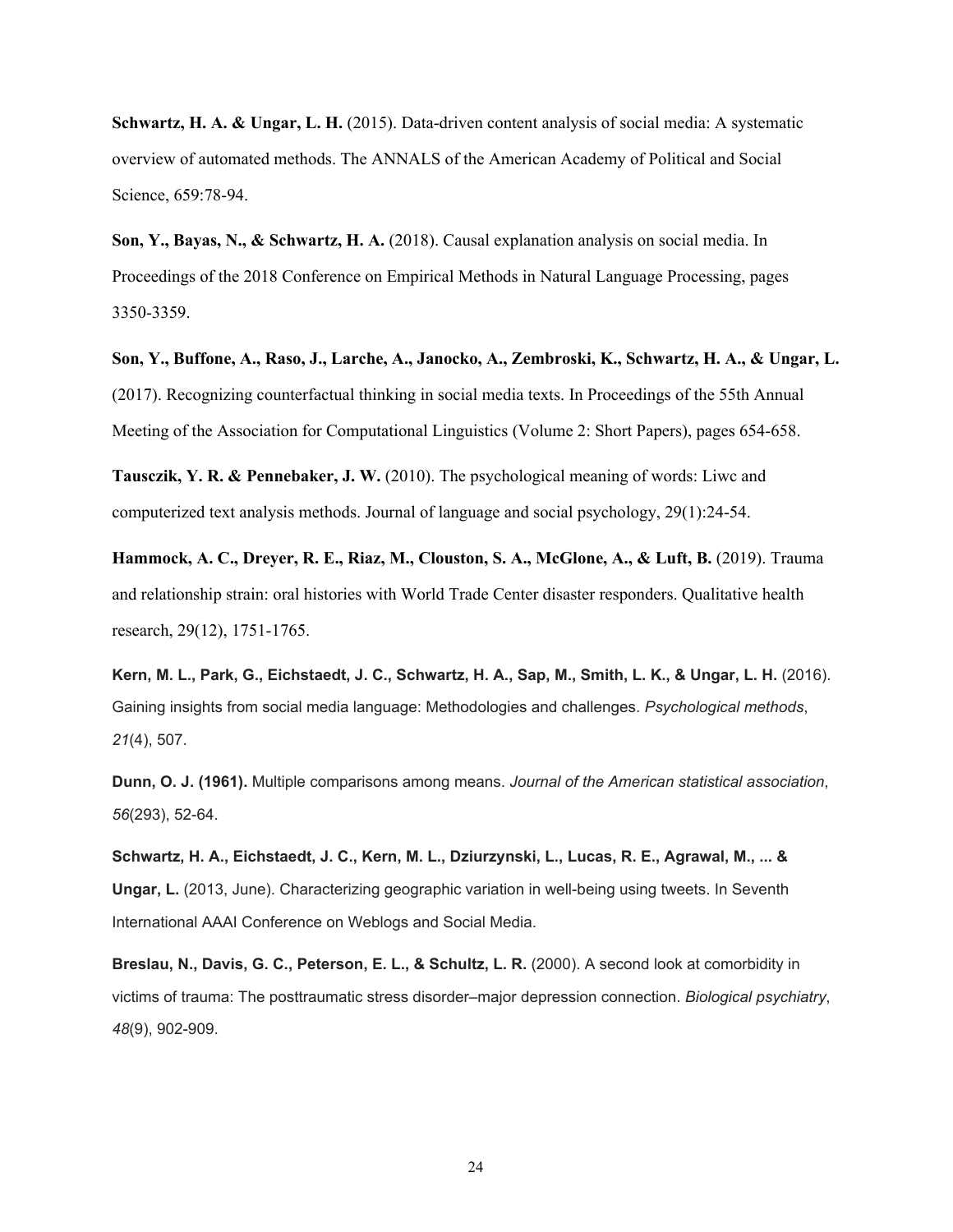**Schwartz, H. A. & Ungar, L. H.** (2015). Data-driven content analysis of social media: A systematic overview of automated methods. The ANNALS of the American Academy of Political and Social Science, 659:78-94.

**Son, Y., Bayas, N., & Schwartz, H. A.** (2018). Causal explanation analysis on social media. In Proceedings of the 2018 Conference on Empirical Methods in Natural Language Processing, pages 3350-3359.

**Son, Y., Buffone, A., Raso, J., Larche, A., Janocko, A., Zembroski, K., Schwartz, H. A., & Ungar, L.** (2017). Recognizing counterfactual thinking in social media texts. In Proceedings of the 55th Annual Meeting of the Association for Computational Linguistics (Volume 2: Short Papers), pages 654-658.

**Tausczik, Y. R. & Pennebaker, J. W.** (2010). The psychological meaning of words: Liwc and computerized text analysis methods. Journal of language and social psychology, 29(1):24-54.

**Hammock, A. C., Dreyer, R. E., Riaz, M., Clouston, S. A., McGlone, A., & Luft, B.** (2019). Trauma and relationship strain: oral histories with World Trade Center disaster responders. Qualitative health research, 29(12), 1751-1765.

**Kern, M. L., Park, G., Eichstaedt, J. C., Schwartz, H. A., Sap, M., Smith, L. K., & Ungar, L. H.** (2016). Gaining insights from social media language: Methodologies and challenges. *Psychological methods*, *21*(4), 507.

**Dunn, O. J. (1961).** Multiple comparisons among means. *Journal of the American statistical association*, *56*(293), 52-64.

**Schwartz, H. A., Eichstaedt, J. C., Kern, M. L., Dziurzynski, L., Lucas, R. E., Agrawal, M., ... & Ungar, L.** (2013, June). Characterizing geographic variation in well-being using tweets. In Seventh International AAAI Conference on Weblogs and Social Media.

**Breslau, N., Davis, G. C., Peterson, E. L., & Schultz, L. R.** (2000). A second look at comorbidity in victims of trauma: The posttraumatic stress disorder–major depression connection. *Biological psychiatry*, *48*(9), 902-909.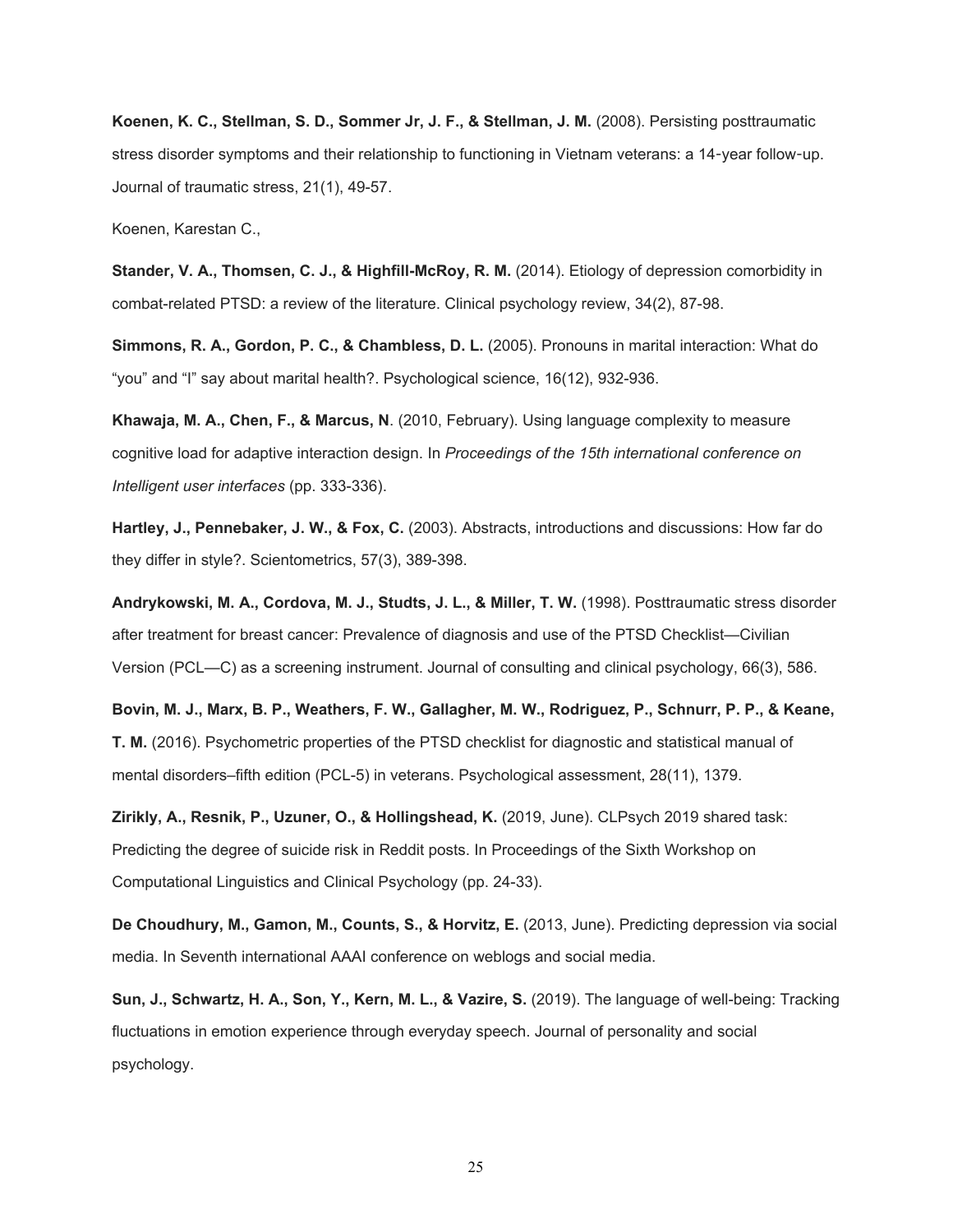**Koenen, K. C., Stellman, S. D., Sommer Jr, J. F., & Stellman, J. M.** (2008). Persisting posttraumatic stress disorder symptoms and their relationship to functioning in Vietnam veterans: a 14-year follow-up. Journal of traumatic stress, 21(1), 49-57.

Koenen, Karestan C.,

**Stander, V. A., Thomsen, C. J., & Highfill-McRoy, R. M.** (2014). Etiology of depression comorbidity in combat-related PTSD: a review of the literature. Clinical psychology review, 34(2), 87-98.

**Simmons, R. A., Gordon, P. C., & Chambless, D. L.** (2005). Pronouns in marital interaction: What do "you" and "I" say about marital health?. Psychological science, 16(12), 932-936.

**Khawaja, M. A., Chen, F., & Marcus, N**. (2010, February). Using language complexity to measure cognitive load for adaptive interaction design. In *Proceedings of the 15th international conference on Intelligent user interfaces* (pp. 333-336).

**Hartley, J., Pennebaker, J. W., & Fox, C.** (2003). Abstracts, introductions and discussions: How far do they differ in style?. Scientometrics, 57(3), 389-398.

**Andrykowski, M. A., Cordova, M. J., Studts, J. L., & Miller, T. W.** (1998). Posttraumatic stress disorder after treatment for breast cancer: Prevalence of diagnosis and use of the PTSD Checklist—Civilian Version (PCL—C) as a screening instrument. Journal of consulting and clinical psychology, 66(3), 586.

**Bovin, M. J., Marx, B. P., Weathers, F. W., Gallagher, M. W., Rodriguez, P., Schnurr, P. P., & Keane, T. M.** (2016). Psychometric properties of the PTSD checklist for diagnostic and statistical manual of mental disorders–fifth edition (PCL-5) in veterans. Psychological assessment, 28(11), 1379.

**Zirikly, A., Resnik, P., Uzuner, O., & Hollingshead, K.** (2019, June). CLPsych 2019 shared task: Predicting the degree of suicide risk in Reddit posts. In Proceedings of the Sixth Workshop on Computational Linguistics and Clinical Psychology (pp. 24-33).

**De Choudhury, M., Gamon, M., Counts, S., & Horvitz, E.** (2013, June). Predicting depression via social media. In Seventh international AAAI conference on weblogs and social media.

**Sun, J., Schwartz, H. A., Son, Y., Kern, M. L., & Vazire, S.** (2019). The language of well-being: Tracking fluctuations in emotion experience through everyday speech. Journal of personality and social psychology.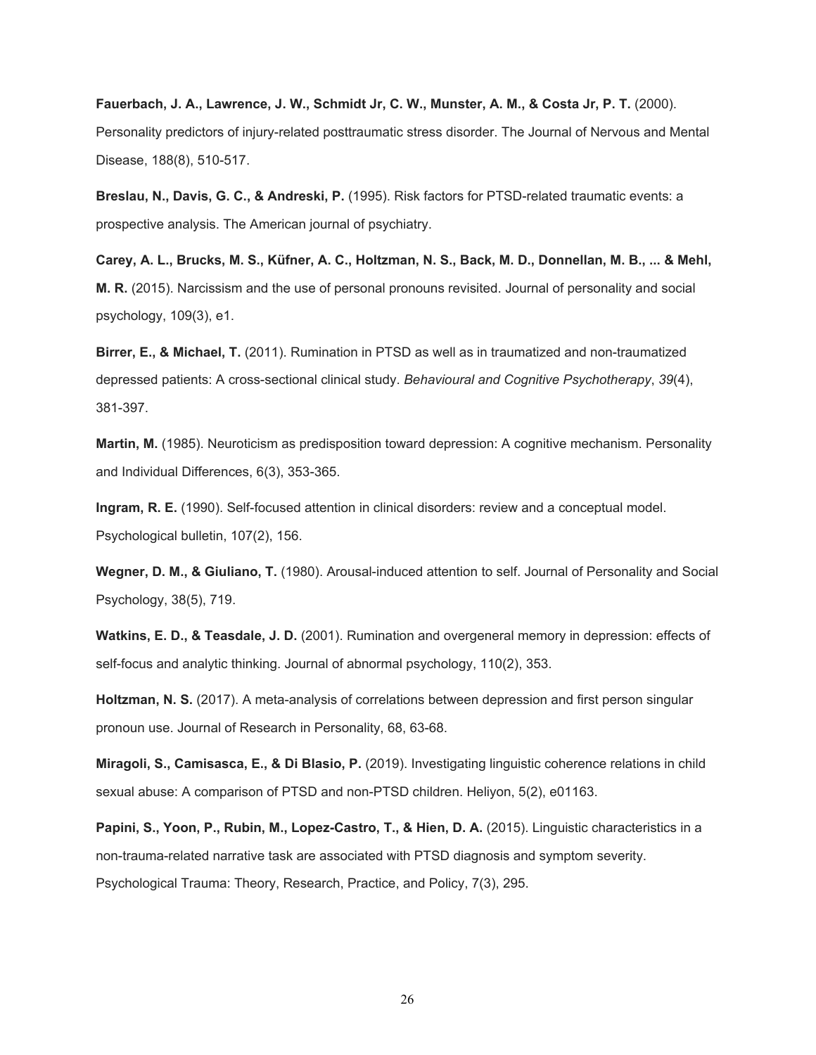**Fauerbach, J. A., Lawrence, J. W., Schmidt Jr, C. W., Munster, A. M., & Costa Jr, P. T.** (2000). Personality predictors of injury-related posttraumatic stress disorder. The Journal of Nervous and Mental Disease, 188(8), 510-517.

**Breslau, N., Davis, G. C., & Andreski, P.** (1995). Risk factors for PTSD-related traumatic events: a prospective analysis. The American journal of psychiatry.

**Carey, A. L., Brucks, M. S., Küfner, A. C., Holtzman, N. S., Back, M. D., Donnellan, M. B., ... & Mehl, M. R.** (2015). Narcissism and the use of personal pronouns revisited. Journal of personality and social psychology, 109(3), e1.

**Birrer, E., & Michael, T.** (2011). Rumination in PTSD as well as in traumatized and non-traumatized depressed patients: A cross-sectional clinical study. *Behavioural and Cognitive Psychotherapy*, *39*(4), 381-397.

**Martin, M.** (1985). Neuroticism as predisposition toward depression: A cognitive mechanism. Personality and Individual Differences, 6(3), 353-365.

**Ingram, R. E.** (1990). Self-focused attention in clinical disorders: review and a conceptual model. Psychological bulletin, 107(2), 156.

**Wegner, D. M., & Giuliano, T.** (1980). Arousal-induced attention to self. Journal of Personality and Social Psychology, 38(5), 719.

**Watkins, E. D., & Teasdale, J. D.** (2001). Rumination and overgeneral memory in depression: effects of self-focus and analytic thinking. Journal of abnormal psychology, 110(2), 353.

**Holtzman, N. S.** (2017). A meta-analysis of correlations between depression and first person singular pronoun use. Journal of Research in Personality, 68, 63-68.

**Miragoli, S., Camisasca, E., & Di Blasio, P.** (2019). Investigating linguistic coherence relations in child sexual abuse: A comparison of PTSD and non-PTSD children. Heliyon, 5(2), e01163.

**Papini, S., Yoon, P., Rubin, M., Lopez-Castro, T., & Hien, D. A.** (2015). Linguistic characteristics in a non-trauma-related narrative task are associated with PTSD diagnosis and symptom severity. Psychological Trauma: Theory, Research, Practice, and Policy, 7(3), 295.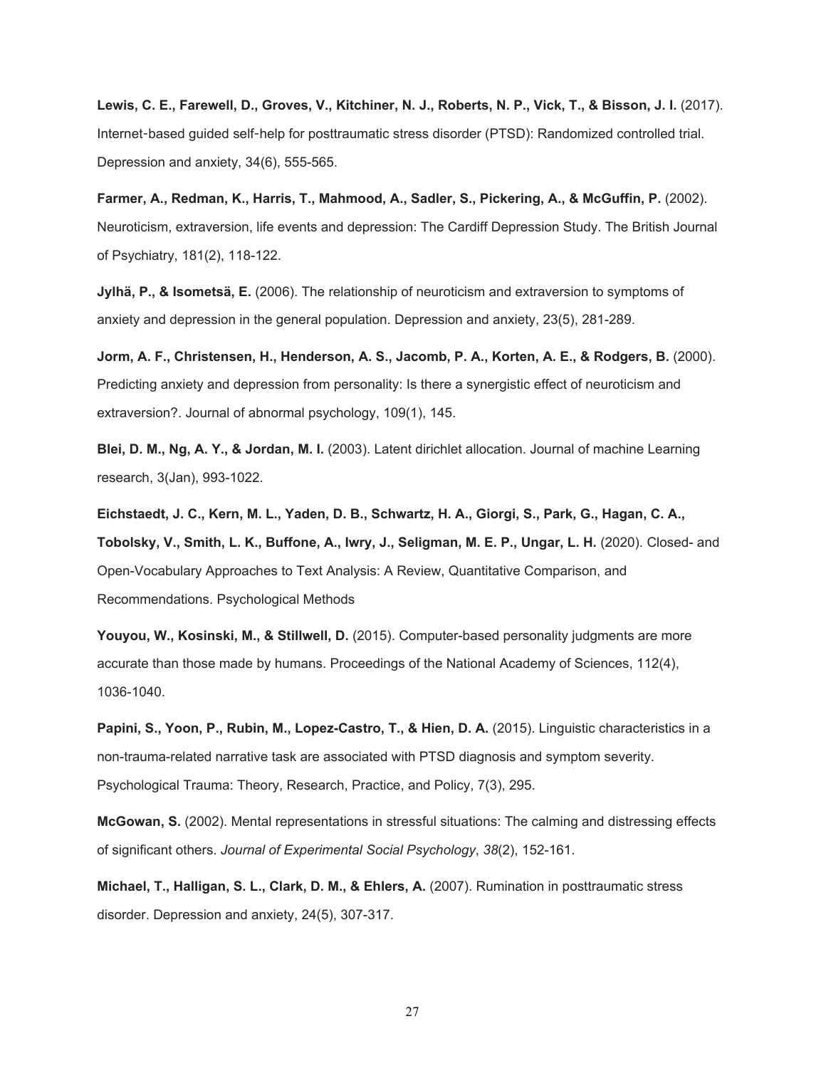**Lewis, C. E., Farewell, D., Groves, V., Kitchiner, N. J., Roberts, N. P., Vick, T., & Bisson, J. I.** (2017). Internet‐based guided self‐help for posttraumatic stress disorder (PTSD): Randomized controlled trial. Depression and anxiety, 34(6), 555-565.

**Farmer, A., Redman, K., Harris, T., Mahmood, A., Sadler, S., Pickering, A., & McGuffin, P.** (2002). Neuroticism, extraversion, life events and depression: The Cardiff Depression Study. The British Journal of Psychiatry, 181(2), 118-122.

**Jylhä, P., & Isometsä, E.** (2006). The relationship of neuroticism and extraversion to symptoms of anxiety and depression in the general population. Depression and anxiety, 23(5), 281-289.

**Jorm, A. F., Christensen, H., Henderson, A. S., Jacomb, P. A., Korten, A. E., & Rodgers, B.** (2000). Predicting anxiety and depression from personality: Is there a synergistic effect of neuroticism and extraversion?. Journal of abnormal psychology, 109(1), 145.

**Blei, D. M., Ng, A. Y., & Jordan, M. I.** (2003). Latent dirichlet allocation. Journal of machine Learning research, 3(Jan), 993-1022.

**Eichstaedt, J. C., Kern, M. L., Yaden, D. B., Schwartz, H. A., Giorgi, S., Park, G., Hagan, C. A., Tobolsky, V., Smith, L. K., Buffone, A., Iwry, J., Seligman, M. E. P., Ungar, L. H.** (2020). Closed- and Open-Vocabulary Approaches to Text Analysis: A Review, Quantitative Comparison, and Recommendations. Psychological Methods

**Youyou, W., Kosinski, M., & Stillwell, D.** (2015). Computer-based personality judgments are more accurate than those made by humans. Proceedings of the National Academy of Sciences, 112(4), 1036-1040.

**Papini, S., Yoon, P., Rubin, M., Lopez-Castro, T., & Hien, D. A.** (2015). Linguistic characteristics in a non-trauma-related narrative task are associated with PTSD diagnosis and symptom severity. Psychological Trauma: Theory, Research, Practice, and Policy, 7(3), 295.

**McGowan, S.** (2002). Mental representations in stressful situations: The calming and distressing effects of significant others. *Journal of Experimental Social Psychology*, *38*(2), 152-161.

**Michael, T., Halligan, S. L., Clark, D. M., & Ehlers, A.** (2007). Rumination in posttraumatic stress disorder. Depression and anxiety, 24(5), 307-317.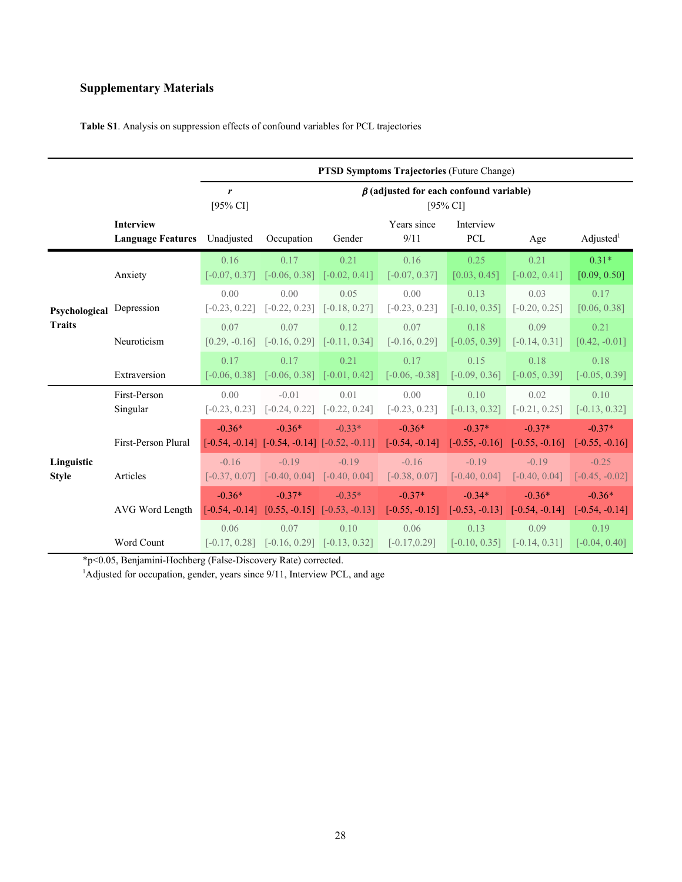## Supplementary Materials

**Table S1**. Analysis on suppression effects of confound variables for PCL trajectories

| | | **PTSD Symptoms Trajectories** (Future Change) | | | | | | |
|---|---|---|---|---|---|---|---|---|
| | | ***r*** [95% CI] | ***β*** **(adjusted for each confound variable)** [95% CI] | | | | | |
| | **Interview Language Features** | Unadjusted | Occupation | Gender | Years since 9/11 | Interview PCL | Age | Adjusted[1] |
| **Psychological Traits** | Anxiety | 0.16 [-0.07, 0.37] | 0.17 [-0.06, 0.38] | 0.21 [-0.02, 0.41] | 0.16 [-0.07, 0.37] | 0.25 [0.03, 0.45] | 0.21 [-0.02, 0.41] | 0.31* [0.09, 0.50] |
| | Depression | 0.00 [-0.23, 0.22] | 0.00 [-0.22, 0.23] | 0.05 [-0.18, 0.27] | 0.00 [-0.23, 0.23] | 0.13 [-0.10, 0.35] | 0.03 [-0.20, 0.25] | 0.17 [0.06, 0.38] |
| | Neuroticism | 0.07 [0.29, -0.16] | 0.07 [-0.16, 0.29] | 0.12 [-0.11, 0.34] | 0.07 [-0.16, 0.29] | 0.18 [-0.05, 0.39] | 0.09 [-0.14, 0.31] | 0.21 [0.42, -0.01] |
| | Extraversion | 0.17 [-0.06, 0.38] | 0.17 [-0.06, 0.38] | 0.21 [-0.01, 0.42] | 0.17 [-0.06, -0.38] | 0.15 [-0.09, 0.36] | 0.18 [-0.05, 0.39] | 0.18 [-0.05, 0.39] |
| **Linguistic Style** | First-Person Singular | 0.00 [-0.23, 0.23] | -0.01 [-0.24, 0.22] | 0.01 [-0.22, 0.24] | 0.00 [-0.23, 0.23] | 0.10 [-0.13, 0.32] | 0.02 [-0.21, 0.25] | 0.10 [-0.13, 0.32] |
| | First-Person Plural | -0.36* [-0.54, -0.14] | -0.36* [-0.54, -0.14] | -0.33* [-0.52, -0.11] | -0.36* [-0.54, -0.14] | -0.37* [-0.55, -0.16] | -0.37* [-0.55, -0.16] | -0.37* [-0.55, -0.16] |
| | Articles | -0.16 [-0.37, 0.07] | -0.19 [-0.40, 0.04] | -0.19 [-0.40, 0.04] | -0.16 [-0.38, 0.07] | -0.19 [-0.40, 0.04] | -0.19 [-0.40, 0.04] | -0.25 [-0.45, -0.02] |
| | AVG Word Length | -0.36* [-0.54, -0.14] | -0.37* [0.55, -0.15] | -0.35* [-0.53, -0.13] | -0.37* [-0.55, -0.15] | -0.34* [-0.53, -0.13] | -0.36* [-0.54, -0.14] | -0.36* [-0.54, -0.14] |
| | Word Count | 0.06 [-0.17, 0.28] | 0.07 [-0.16, 0.29] | 0.10 [-0.13, 0.32] | 0.06 [-0.17,0.29] | 0.13 [-0.10, 0.35] | 0.09 [-0.14, 0.31] | 0.19 [-0.04, 0.40] |

*p<0.05, Benjamini-Hochberg (False-Discovery Rate) corrected.

[1]Adjusted for occupation, gender, years since 9/11, Interview PCL, and age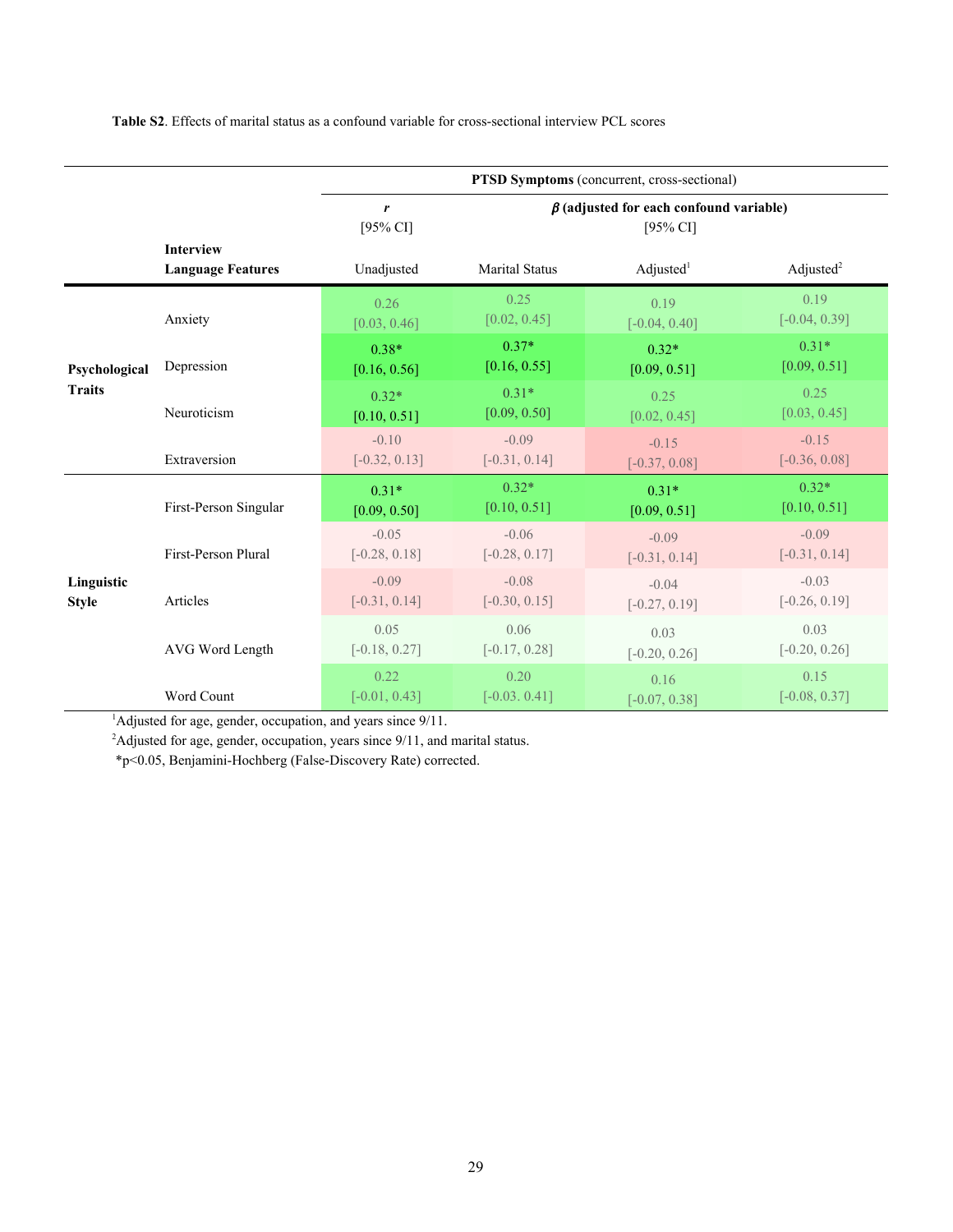**Table S2**. Effects of marital status as a confound variable for cross-sectional interview PCL scores

| | | **PTSD Symptoms** (concurrent, cross-sectional) | | | |
|---|---|---|---|---|---|
| | | ***r*** [95% CI] | **$\beta$ (adjusted for each confound variable)** [95% CI] | | |
| | **Interview Language Features** | Unadjusted | Marital Status | Adjusted[1] | Adjusted[2] |
| **Psychological Traits** | Anxiety | 0.26 [0.03, 0.46] | 0.25 [0.02, 0.45] | 0.19 [-0.04, 0.40] | 0.19 [-0.04, 0.39] |
| | Depression | 0.38* [0.16, 0.56] | 0.37* [0.16, 0.55] | 0.32* [0.09, 0.51] | 0.31* [0.09, 0.51] |
| | Neuroticism | 0.32* [0.10, 0.51] | 0.31* [0.09, 0.50] | 0.25 [0.02, 0.45] | 0.25 [0.03, 0.45] |
| | Extraversion | -0.10 [-0.32, 0.13] | -0.09 [-0.31, 0.14] | -0.15 [-0.37, 0.08] | -0.15 [-0.36, 0.08] |
| **Linguistic Style** | First-Person Singular | 0.31* [0.09, 0.50] | 0.32* [0.10, 0.51] | 0.31* [0.09, 0.51] | 0.32* [0.10, 0.51] |
| | First-Person Plural | -0.05 [-0.28, 0.18] | -0.06 [-0.28, 0.17] | -0.09 [-0.31, 0.14] | -0.09 [-0.31, 0.14] |
| | Articles | -0.09 [-0.31, 0.14] | -0.08 [-0.30, 0.15] | -0.04 [-0.27, 0.19] | -0.03 [-0.26, 0.19] |
| | AVG Word Length | 0.05 [-0.18, 0.27] | 0.06 [-0.17, 0.28] | 0.03 [-0.20, 0.26] | 0.03 [-0.20, 0.26] |
| | Word Count | 0.22 [-0.01, 0.43] | 0.20 [-0.03. 0.41] | 0.16 [-0.07, 0.38] | 0.15 [-0.08, 0.37] |

[1]Adjusted for age, gender, occupation, and years since 9/11.
[2]Adjusted for age, gender, occupation, years since 9/11, and marital status.
*p<0.05, Benjamini-Hochberg (False-Discovery Rate) corrected.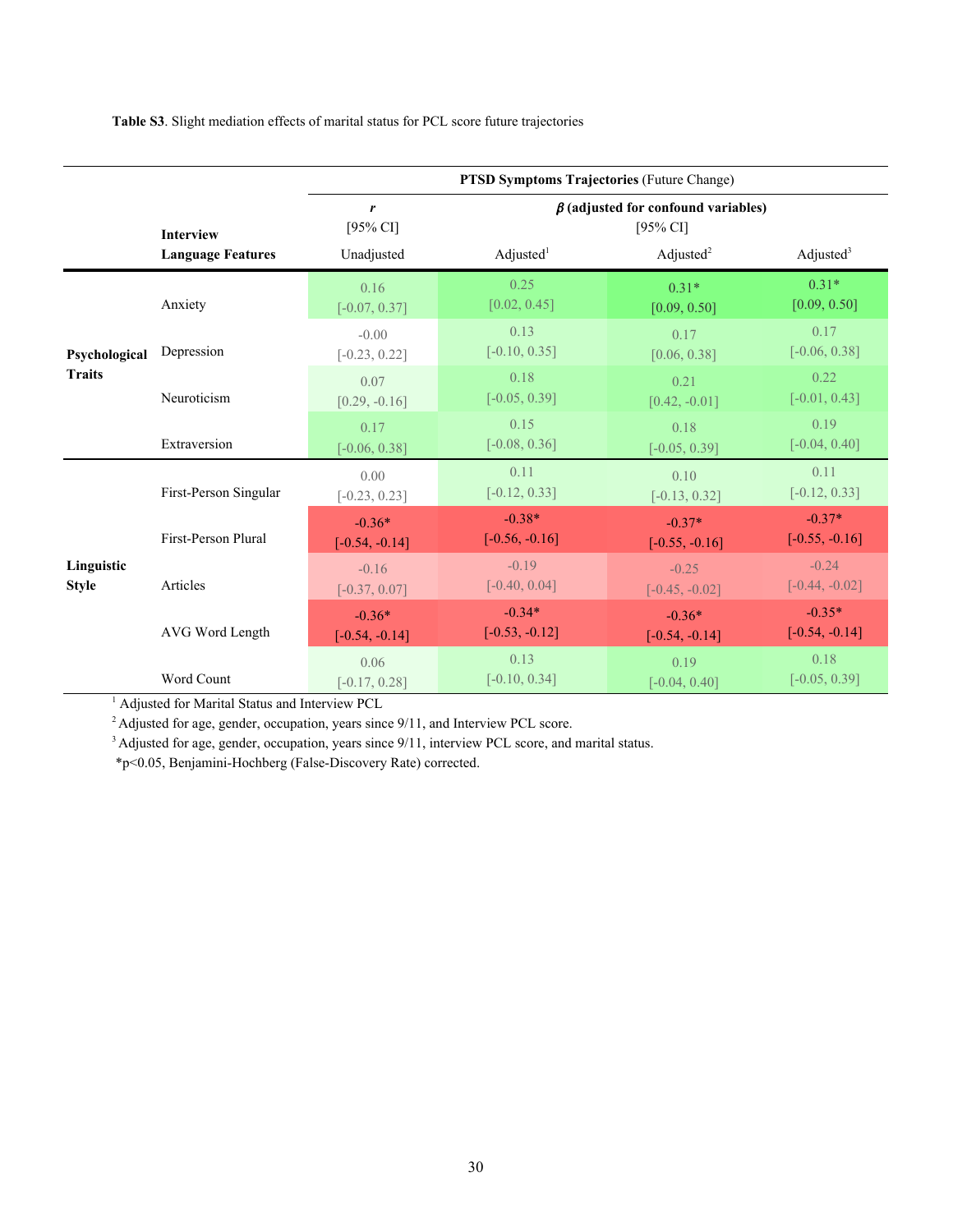**Table S3**. Slight mediation effects of marital status for PCL score future trajectories

| | Interview Language Features | PTSD Symptoms Trajectories (Future Change) | | | |
|---|---|---|---|---|---|
| | | *r* [95% CI] | *β* (adjusted for confound variables) [95% CI] | | |
| | | Unadjusted | Adjusted[1] | Adjusted[2] | Adjusted[3] |
| **Psychological Traits** | Anxiety | 0.16 [-0.07, 0.37] | 0.25 [0.02, 0.45] | 0.31* [0.09, 0.50] | 0.31* [0.09, 0.50] |
| | Depression | -0.00 [-0.23, 0.22] | 0.13 [-0.10, 0.35] | 0.17 [0.06, 0.38] | 0.17 [-0.06, 0.38] |
| | Neuroticism | 0.07 [0.29, -0.16] | 0.18 [-0.05, 0.39] | 0.21 [0.42, -0.01] | 0.22 [-0.01, 0.43] |
| | Extraversion | 0.17 [-0.06, 0.38] | 0.15 [-0.08, 0.36] | 0.18 [-0.05, 0.39] | 0.19 [-0.04, 0.40] |
| **Linguistic Style** | First-Person Singular | 0.00 [-0.23, 0.23] | 0.11 [-0.12, 0.33] | 0.10 [-0.13, 0.32] | 0.11 [-0.12, 0.33] |
| | First-Person Plural | -0.36* [-0.54, -0.14] | -0.38* [-0.56, -0.16] | -0.37* [-0.55, -0.16] | -0.37* [-0.55, -0.16] |
| | Articles | -0.16 [-0.37, 0.07] | -0.19 [-0.40, 0.04] | -0.25 [-0.45, -0.02] | -0.24 [-0.44, -0.02] |
| | AVG Word Length | -0.36* [-0.54, -0.14] | -0.34* [-0.53, -0.12] | -0.36* [-0.54, -0.14] | -0.35* [-0.54, -0.14] |
| | Word Count | 0.06 [-0.17, 0.28] | 0.13 [-0.10, 0.34] | 0.19 [-0.04, 0.40] | 0.18 [-0.05, 0.39] |

[1] Adjusted for Marital Status and Interview PCL

[2] Adjusted for age, gender, occupation, years since 9/11, and Interview PCL score.

[3] Adjusted for age, gender, occupation, years since 9/11, interview PCL score, and marital status.

*p<0.05, Benjamini-Hochberg (False-Discovery Rate) corrected.